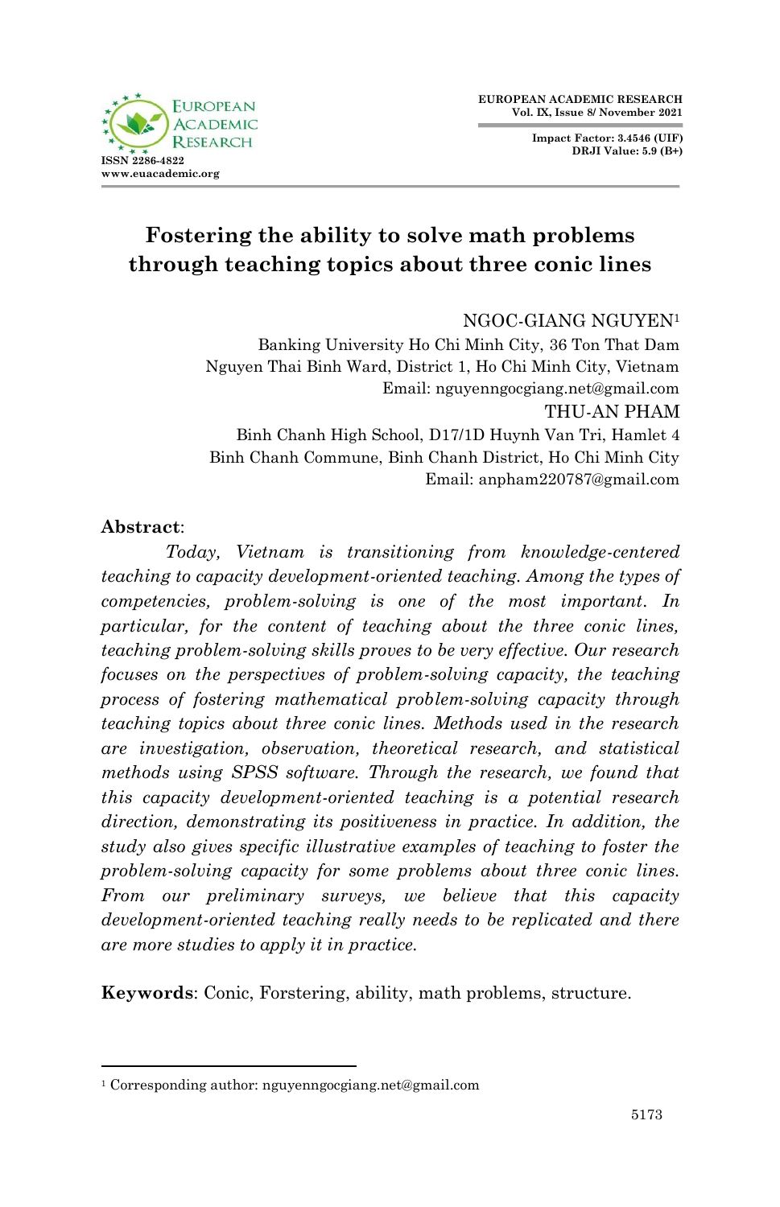# Fostering the ability to solve math problems through teaching topics about three conic lines

NGOC-GIANG NGUYEN[1]
Banking University Ho Chi Minh City, 36 Ton That Dam
Nguyen Thai Binh Ward, District 1, Ho Chi Minh City, Vietnam
Email: nguyenngocgiang.net@gmail.com

THU-AN PHAM
Binh Chanh High School, D17/1D Huynh Van Tri, Hamlet 4
Binh Chanh Commune, Binh Chanh District, Ho Chi Minh City
Email: anpham220787@gmail.com

**Abstract**:

*Today, Vietnam is transitioning from knowledge-centered teaching to capacity development-oriented teaching. Among the types of competencies, problem-solving is one of the most important. In particular, for the content of teaching about the three conic lines, teaching problem-solving skills proves to be very effective. Our research focuses on the perspectives of problem-solving capacity, the teaching process of fostering mathematical problem-solving capacity through teaching topics about three conic lines. Methods used in the research are investigation, observation, theoretical research, and statistical methods using SPSS software. Through the research, we found that this capacity development-oriented teaching is a potential research direction, demonstrating its positiveness in practice. In addition, the study also gives specific illustrative examples of teaching to foster the problem-solving capacity for some problems about three conic lines. From our preliminary surveys, we believe that this capacity development-oriented teaching really needs to be replicated and there are more studies to apply it in practice.*

**Keywords**: Conic, Forstering, ability, math problems, structure.

[1] Corresponding author: nguyenngocgiang.net@gmail.com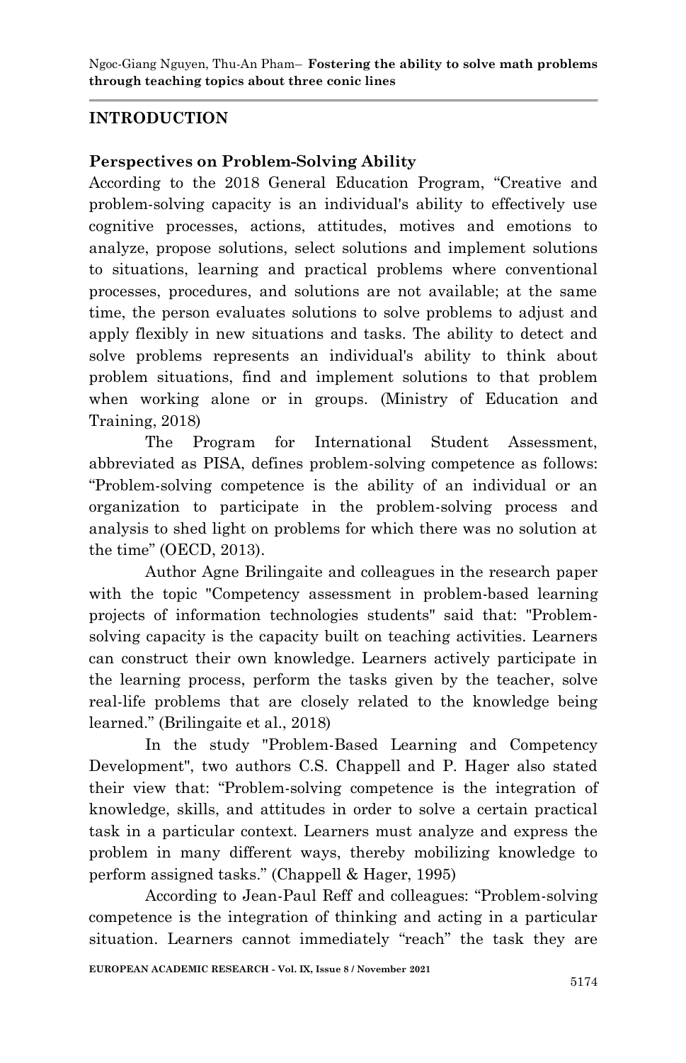## INTRODUCTION

### Perspectives on Problem-Solving Ability

According to the 2018 General Education Program, "Creative and problem-solving capacity is an individual's ability to effectively use cognitive processes, actions, attitudes, motives and emotions to analyze, propose solutions, select solutions and implement solutions to situations, learning and practical problems where conventional processes, procedures, and solutions are not available; at the same time, the person evaluates solutions to solve problems to adjust and apply flexibly in new situations and tasks. The ability to detect and solve problems represents an individual's ability to think about problem situations, find and implement solutions to that problem when working alone or in groups. (Ministry of Education and Training, 2018)

The Program for International Student Assessment, abbreviated as PISA, defines problem-solving competence as follows: "Problem-solving competence is the ability of an individual or an organization to participate in the problem-solving process and analysis to shed light on problems for which there was no solution at the time" (OECD, 2013).

Author Agne Brilingaite and colleagues in the research paper with the topic "Competency assessment in problem-based learning projects of information technologies students" said that: "Problem-solving capacity is the capacity built on teaching activities. Learners can construct their own knowledge. Learners actively participate in the learning process, perform the tasks given by the teacher, solve real-life problems that are closely related to the knowledge being learned." (Brilingaite et al., 2018)

In the study "Problem-Based Learning and Competency Development", two authors C.S. Chappell and P. Hager also stated their view that: "Problem-solving competence is the integration of knowledge, skills, and attitudes in order to solve a certain practical task in a particular context. Learners must analyze and express the problem in many different ways, thereby mobilizing knowledge to perform assigned tasks." (Chappell & Hager, 1995)

According to Jean-Paul Reff and colleagues: "Problem-solving competence is the integration of thinking and acting in a particular situation. Learners cannot immediately "reach" the task they are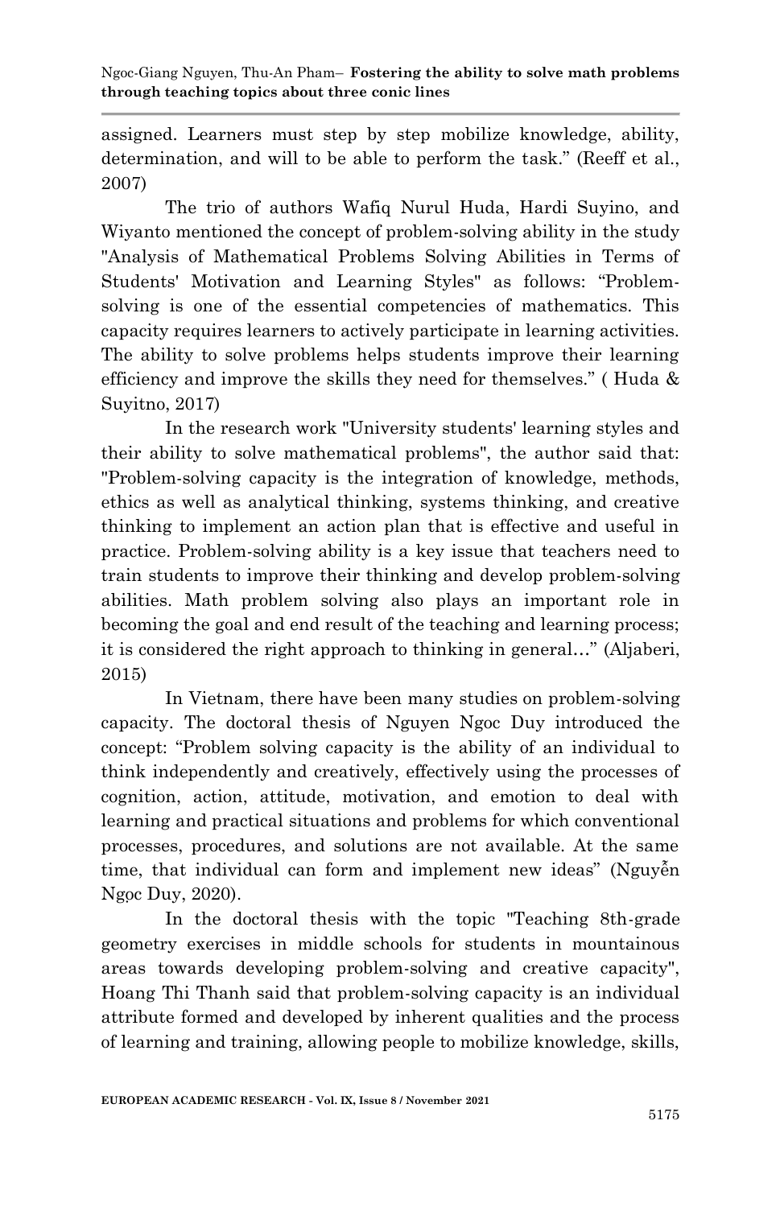assigned. Learners must step by step mobilize knowledge, ability, determination, and will to be able to perform the task." (Reeff et al., 2007)

The trio of authors Wafiq Nurul Huda, Hardi Suyino, and Wiyanto mentioned the concept of problem-solving ability in the study "Analysis of Mathematical Problems Solving Abilities in Terms of Students' Motivation and Learning Styles" as follows: "Problem-solving is one of the essential competencies of mathematics. This capacity requires learners to actively participate in learning activities. The ability to solve problems helps students improve their learning efficiency and improve the skills they need for themselves." ( Huda & Suyitno, 2017)

In the research work "University students' learning styles and their ability to solve mathematical problems", the author said that: "Problem-solving capacity is the integration of knowledge, methods, ethics as well as analytical thinking, systems thinking, and creative thinking to implement an action plan that is effective and useful in practice. Problem-solving ability is a key issue that teachers need to train students to improve their thinking and develop problem-solving abilities. Math problem solving also plays an important role in becoming the goal and end result of the teaching and learning process; it is considered the right approach to thinking in general…" (Aljaberi, 2015)

In Vietnam, there have been many studies on problem-solving capacity. The doctoral thesis of Nguyen Ngoc Duy introduced the concept: "Problem solving capacity is the ability of an individual to think independently and creatively, effectively using the processes of cognition, action, attitude, motivation, and emotion to deal with learning and practical situations and problems for which conventional processes, procedures, and solutions are not available. At the same time, that individual can form and implement new ideas" (Nguyễn Ngọc Duy, 2020).

In the doctoral thesis with the topic "Teaching 8th-grade geometry exercises in middle schools for students in mountainous areas towards developing problem-solving and creative capacity", Hoang Thi Thanh said that problem-solving capacity is an individual attribute formed and developed by inherent qualities and the process of learning and training, allowing people to mobilize knowledge, skills,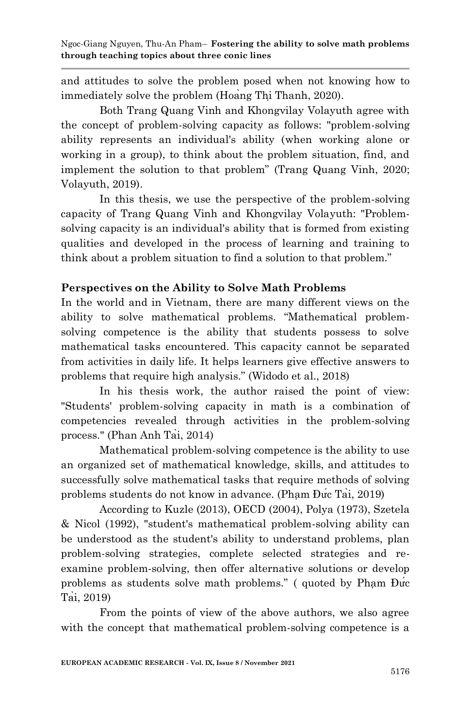and attitudes to solve the problem posed when not knowing how to immediately solve the problem (Hoàng Thị Thanh, 2020).

Both Trang Quang Vinh and Khongvilay Volayuth agree with the concept of problem-solving capacity as follows: "problem-solving ability represents an individual's ability (when working alone or working in a group), to think about the problem situation, find, and implement the solution to that problem" (Trang Quang Vinh, 2020; Volayuth, 2019).

In this thesis, we use the perspective of the problem-solving capacity of Trang Quang Vinh and Khongvilay Volayuth: "Problem-solving capacity is an individual's ability that is formed from existing qualities and developed in the process of learning and training to think about a problem situation to find a solution to that problem."

**Perspectives on the Ability to Solve Math Problems**

In the world and in Vietnam, there are many different views on the ability to solve mathematical problems. "Mathematical problem-solving competence is the ability that students possess to solve mathematical tasks encountered. This capacity cannot be separated from activities in daily life. It helps learners give effective answers to problems that require high analysis." (Widodo et al., 2018)

In his thesis work, the author raised the point of view: "Students' problem-solving capacity in math is a combination of competencies revealed through activities in the problem-solving process." (Phan Anh Tài, 2014)

Mathematical problem-solving competence is the ability to use an organized set of mathematical knowledge, skills, and attitudes to successfully solve mathematical tasks that require methods of solving problems students do not know in advance. (Phạm Đức Tài, 2019)

According to Kuzle (2013), OECD (2004), Polya (1973), Szetela & Nicol (1992), "student's mathematical problem-solving ability can be understood as the student's ability to understand problems, plan problem-solving strategies, complete selected strategies and re-examine problem-solving, then offer alternative solutions or develop problems as students solve math problems." ( quoted by Phạm Đức Tài, 2019)

From the points of view of the above authors, we also agree with the concept that mathematical problem-solving competence is a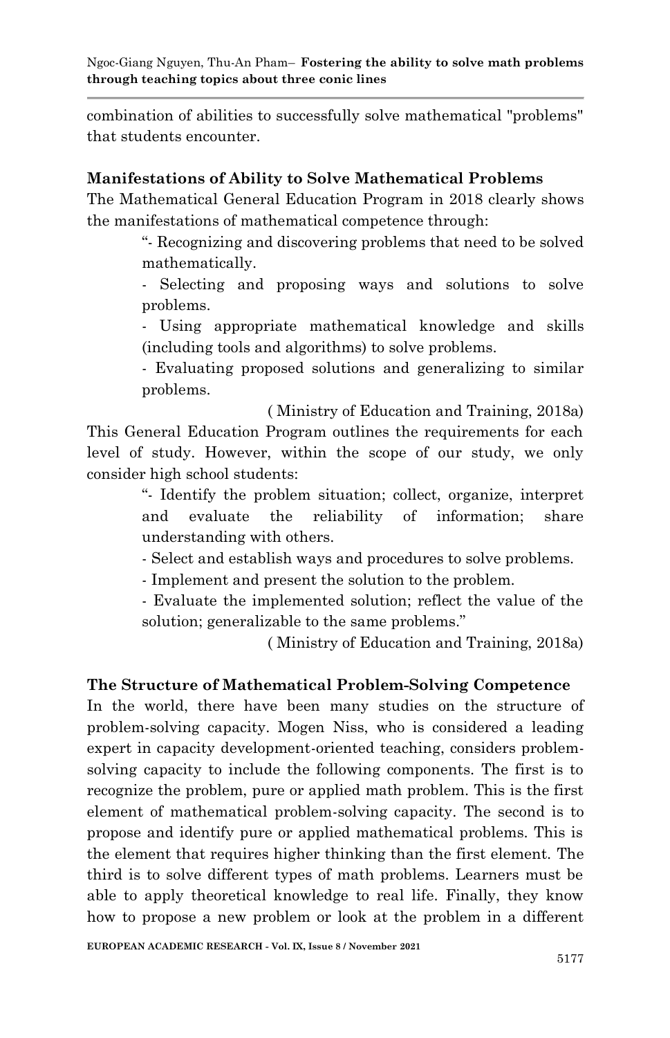combination of abilities to successfully solve mathematical "problems" that students encounter.

### Manifestations of Ability to Solve Mathematical Problems

The Mathematical General Education Program in 2018 clearly shows the manifestations of mathematical competence through:

> "- Recognizing and discovering problems that need to be solved mathematically.
>
> - Selecting and proposing ways and solutions to solve problems.
>
> - Using appropriate mathematical knowledge and skills (including tools and algorithms) to solve problems.
>
> - Evaluating proposed solutions and generalizing to similar problems.
>
> ( Ministry of Education and Training, 2018a)

This General Education Program outlines the requirements for each level of study. However, within the scope of our study, we only consider high school students:

> "- Identify the problem situation; collect, organize, interpret and evaluate the reliability of information; share understanding with others.
>
> - Select and establish ways and procedures to solve problems.
>
> - Implement and present the solution to the problem.
>
> - Evaluate the implemented solution; reflect the value of the solution; generalizable to the same problems."
>
> ( Ministry of Education and Training, 2018a)

### The Structure of Mathematical Problem-Solving Competence

In the world, there have been many studies on the structure of problem-solving capacity. Mogen Niss, who is considered a leading expert in capacity development-oriented teaching, considers problem-solving capacity to include the following components. The first is to recognize the problem, pure or applied math problem. This is the first element of mathematical problem-solving capacity. The second is to propose and identify pure or applied mathematical problems. This is the element that requires higher thinking than the first element. The third is to solve different types of math problems. Learners must be able to apply theoretical knowledge to real life. Finally, they know how to propose a new problem or look at the problem in a different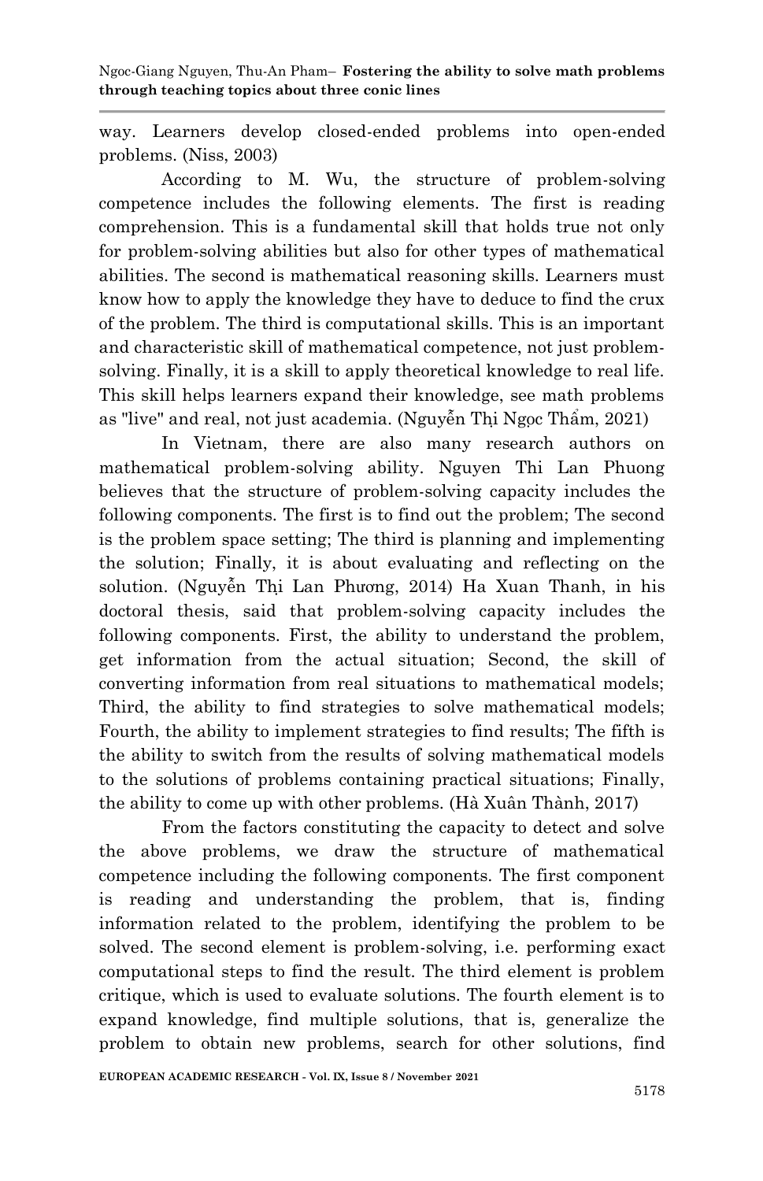way. Learners develop closed-ended problems into open-ended problems. (Niss, 2003)

According to M. Wu, the structure of problem-solving competence includes the following elements. The first is reading comprehension. This is a fundamental skill that holds true not only for problem-solving abilities but also for other types of mathematical abilities. The second is mathematical reasoning skills. Learners must know how to apply the knowledge they have to deduce to find the crux of the problem. The third is computational skills. This is an important and characteristic skill of mathematical competence, not just problem-solving. Finally, it is a skill to apply theoretical knowledge to real life. This skill helps learners expand their knowledge, see math problems as "live" and real, not just academia. (Nguyễn Thị Ngọc Thẩm, 2021)

In Vietnam, there are also many research authors on mathematical problem-solving ability. Nguyen Thi Lan Phuong believes that the structure of problem-solving capacity includes the following components. The first is to find out the problem; The second is the problem space setting; The third is planning and implementing the solution; Finally, it is about evaluating and reflecting on the solution. (Nguyễn Thị Lan Phương, 2014) Ha Xuan Thanh, in his doctoral thesis, said that problem-solving capacity includes the following components. First, the ability to understand the problem, get information from the actual situation; Second, the skill of converting information from real situations to mathematical models; Third, the ability to find strategies to solve mathematical models; Fourth, the ability to implement strategies to find results; The fifth is the ability to switch from the results of solving mathematical models to the solutions of problems containing practical situations; Finally, the ability to come up with other problems. (Hà Xuân Thành, 2017)

From the factors constituting the capacity to detect and solve the above problems, we draw the structure of mathematical competence including the following components. The first component is reading and understanding the problem, that is, finding information related to the problem, identifying the problem to be solved. The second element is problem-solving, i.e. performing exact computational steps to find the result. The third element is problem critique, which is used to evaluate solutions. The fourth element is to expand knowledge, find multiple solutions, that is, generalize the problem to obtain new problems, search for other solutions, find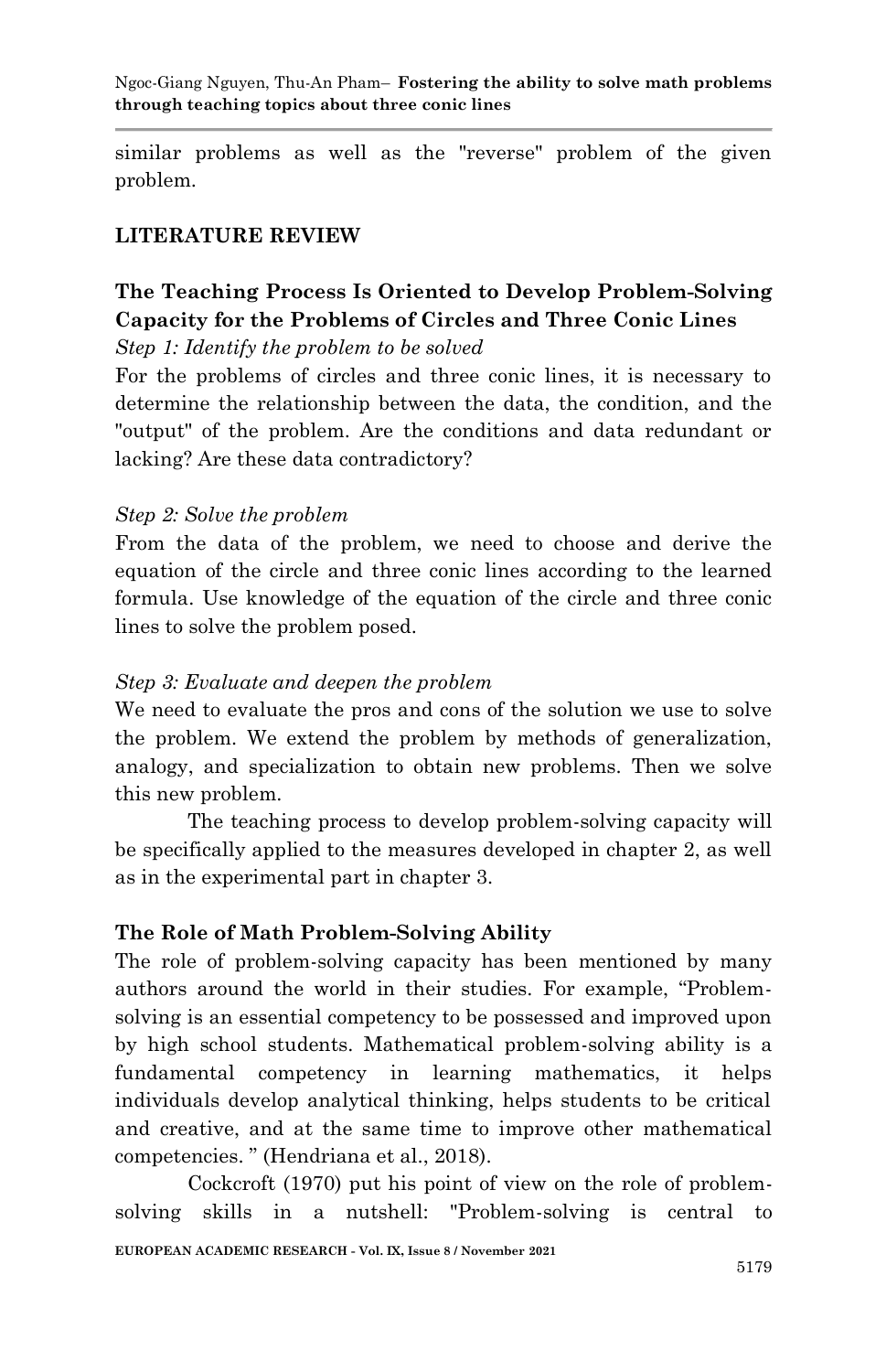similar problems as well as the "reverse" problem of the given problem.

## LITERATURE REVIEW

### The Teaching Process Is Oriented to Develop Problem-Solving Capacity for the Problems of Circles and Three Conic Lines

*Step 1: Identify the problem to be solved*

For the problems of circles and three conic lines, it is necessary to determine the relationship between the data, the condition, and the "output" of the problem. Are the conditions and data redundant or lacking? Are these data contradictory?

*Step 2: Solve the problem*

From the data of the problem, we need to choose and derive the equation of the circle and three conic lines according to the learned formula. Use knowledge of the equation of the circle and three conic lines to solve the problem posed.

*Step 3: Evaluate and deepen the problem*

We need to evaluate the pros and cons of the solution we use to solve the problem. We extend the problem by methods of generalization, analogy, and specialization to obtain new problems. Then we solve this new problem.

The teaching process to develop problem-solving capacity will be specifically applied to the measures developed in chapter 2, as well as in the experimental part in chapter 3.

### The Role of Math Problem-Solving Ability

The role of problem-solving capacity has been mentioned by many authors around the world in their studies. For example, "Problem-solving is an essential competency to be possessed and improved upon by high school students. Mathematical problem-solving ability is a fundamental competency in learning mathematics, it helps individuals develop analytical thinking, helps students to be critical and creative, and at the same time to improve other mathematical competencies. " (Hendriana et al., 2018).

Cockcroft (1970) put his point of view on the role of problem-solving skills in a nutshell: "Problem-solving is central to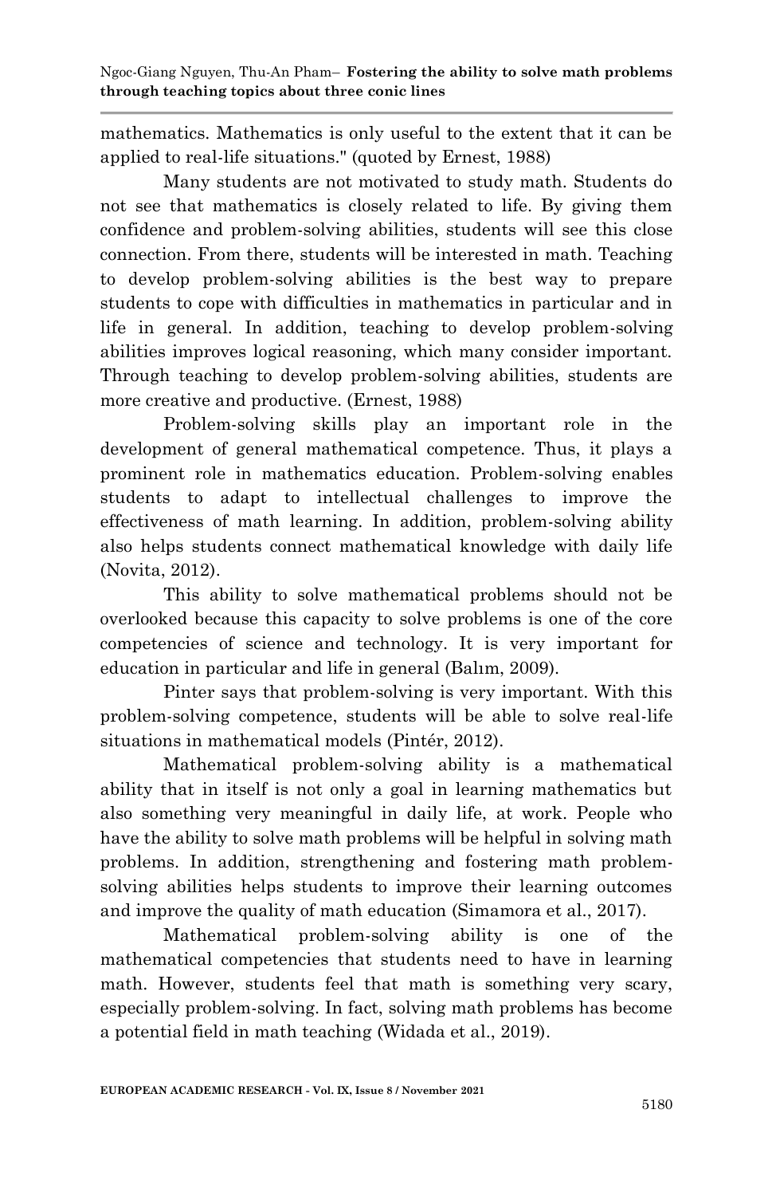mathematics. Mathematics is only useful to the extent that it can be applied to real-life situations." (quoted by Ernest, 1988)

Many students are not motivated to study math. Students do not see that mathematics is closely related to life. By giving them confidence and problem-solving abilities, students will see this close connection. From there, students will be interested in math. Teaching to develop problem-solving abilities is the best way to prepare students to cope with difficulties in mathematics in particular and in life in general. In addition, teaching to develop problem-solving abilities improves logical reasoning, which many consider important. Through teaching to develop problem-solving abilities, students are more creative and productive. (Ernest, 1988)

Problem-solving skills play an important role in the development of general mathematical competence. Thus, it plays a prominent role in mathematics education. Problem-solving enables students to adapt to intellectual challenges to improve the effectiveness of math learning. In addition, problem-solving ability also helps students connect mathematical knowledge with daily life (Novita, 2012).

This ability to solve mathematical problems should not be overlooked because this capacity to solve problems is one of the core competencies of science and technology. It is very important for education in particular and life in general (Balım, 2009).

Pinter says that problem-solving is very important. With this problem-solving competence, students will be able to solve real-life situations in mathematical models (Pintér, 2012).

Mathematical problem-solving ability is a mathematical ability that in itself is not only a goal in learning mathematics but also something very meaningful in daily life, at work. People who have the ability to solve math problems will be helpful in solving math problems. In addition, strengthening and fostering math problem-solving abilities helps students to improve their learning outcomes and improve the quality of math education (Simamora et al., 2017).

Mathematical problem-solving ability is one of the mathematical competencies that students need to have in learning math. However, students feel that math is something very scary, especially problem-solving. In fact, solving math problems has become a potential field in math teaching (Widada et al., 2019).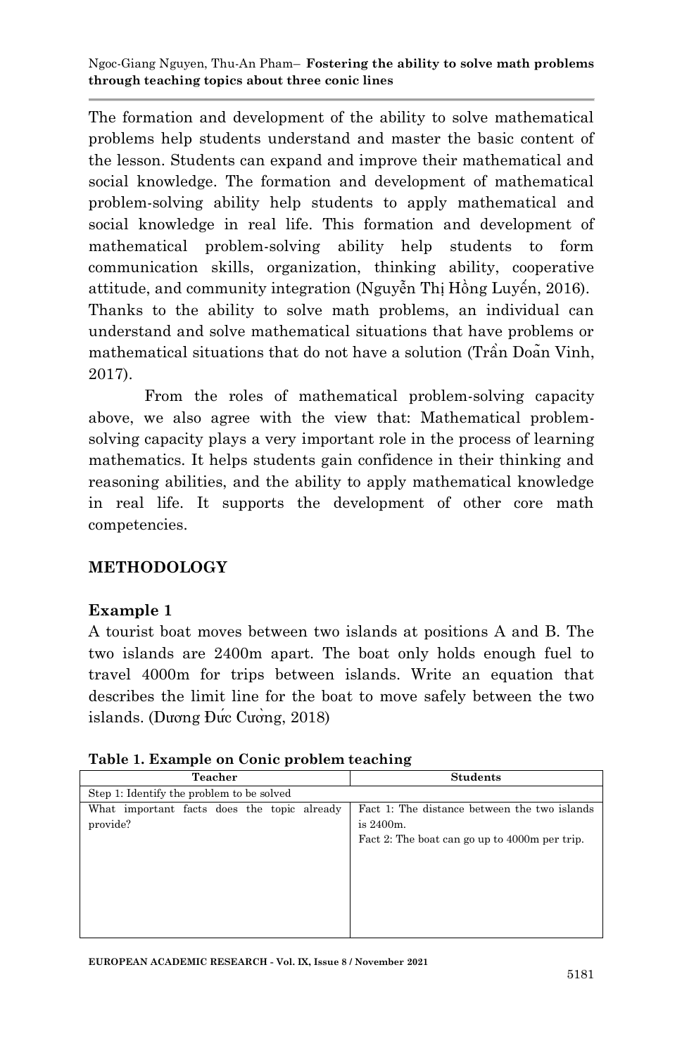The formation and development of the ability to solve mathematical problems help students understand and master the basic content of the lesson. Students can expand and improve their mathematical and social knowledge. The formation and development of mathematical problem-solving ability help students to apply mathematical and social knowledge in real life. This formation and development of mathematical problem-solving ability help students to form communication skills, organization, thinking ability, cooperative attitude, and community integration (Nguyễn Thị Hồng Luyến, 2016). Thanks to the ability to solve math problems, an individual can understand and solve mathematical situations that have problems or mathematical situations that do not have a solution (Trần Doãn Vinh, 2017).

From the roles of mathematical problem-solving capacity above, we also agree with the view that: Mathematical problem-solving capacity plays a very important role in the process of learning mathematics. It helps students gain confidence in their thinking and reasoning abilities, and the ability to apply mathematical knowledge in real life. It supports the development of other core math competencies.

## METHODOLOGY

### Example 1

A tourist boat moves between two islands at positions A and B. The two islands are 2400m apart. The boat only holds enough fuel to travel 4000m for trips between islands. Write an equation that describes the limit line for the boat to move safely between the two islands. (Dương Đức Cường, 2018)

**Table 1. Example on Conic problem teaching**

| Teacher | Students |
|---|---|
| Step 1: Identify the problem to be solved | |
| What important facts does the topic already provide? | Fact 1: The distance between the two islands is 2400m.<br>Fact 2: The boat can go up to 4000m per trip. |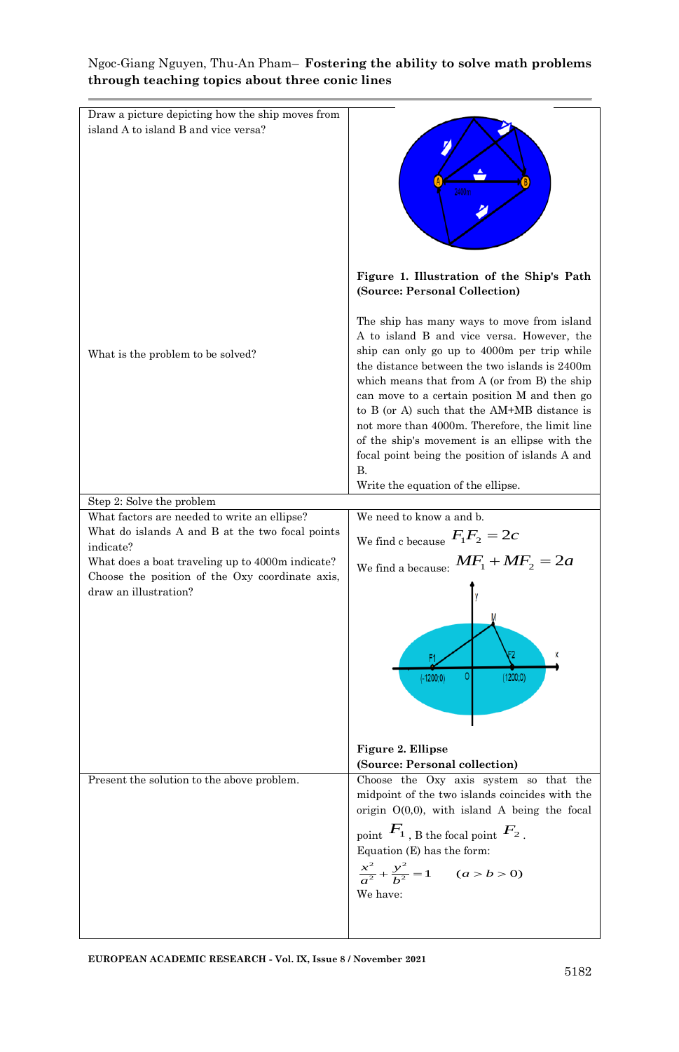| | |
|---|---|
| Draw a picture depicting how the ship moves from island A to island B and vice versa? | **Figure 1. Illustration of the Ship's Path (Source: Personal Collection)** |
| What is the problem to be solved? | The ship has many ways to move from island A to island B and vice versa. However, the ship can only go up to 4000m per trip while the distance between the two islands is 2400m which means that from A (or from B) the ship can move to a certain position M and then go to B (or A) such that the AM+MB distance is not more than 4000m. Therefore, the limit line of the ship's movement is an ellipse with the focal point being the position of islands A and B. Write the equation of the ellipse. |
| Step 2: Solve the problem | |
| What factors are needed to write an ellipse? What do islands A and B at the two focal points indicate? What does a boat traveling up to 4000m indicate? Choose the position of the Oxy coordinate axis, draw an illustration? | We need to know a and b. We find c because $F_1F_2 = 2c$ We find a because: $MF_1 + MF_2 = 2a$ **Figure 2. Ellipse (Source: Personal collection)** |
| Present the solution to the above problem. | Choose the Oxy axis system so that the midpoint of the two islands coincides with the origin O(0,0), with island A being the focal point $F_1$, B the focal point $F_2$. Equation (E) has the form: $\frac{x^2}{a^2} + \frac{y^2}{b^2} = 1 \quad (a > b > 0)$ We have: |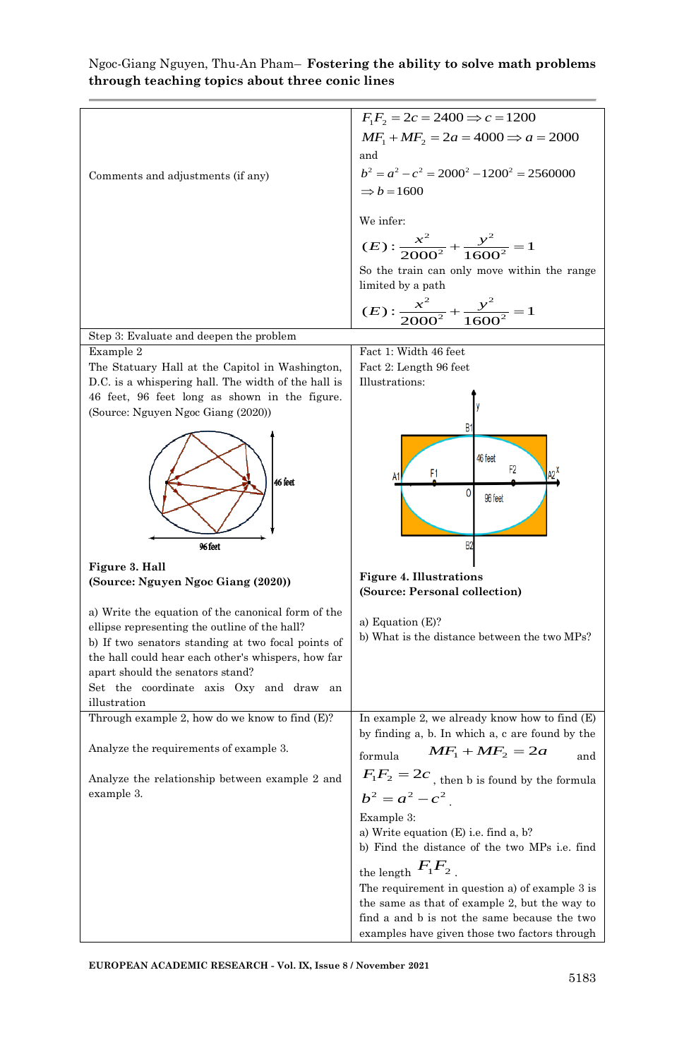| | |
|---|---|
| Comments and adjustments (if any) | $F_1F_2 = 2c = 2400 \Rightarrow c = 1200$<br>$MF_1 + MF_2 = 2a = 4000 \Rightarrow a = 2000$<br>and<br>$b^2 = a^2 - c^2 = 2000^2 - 1200^2 = 2560000$<br>$\Rightarrow b = 1600$<br><br>We infer:<br>$(E): \frac{x^2}{2000^2} + \frac{y^2}{1600^2} = 1$<br>So the train can only move within the range limited by a path<br>$(E): \frac{x^2}{2000^2} + \frac{y^2}{1600^2} = 1$ |
| Step 3: Evaluate and deepen the problem | |
| Example 2<br>The Statuary Hall at the Capitol in Washington, D.C. is a whispering hall. The width of the hall is 46 feet, 96 feet long as shown in the figure. (Source: Nguyen Ngoc Giang (2020))<br><br>**Figure 3. Hall**<br>**(Source: Nguyen Ngoc Giang (2020))**<br><br>a) Write the equation of the canonical form of the ellipse representing the outline of the hall?<br>b) If two senators standing at two focal points of the hall could hear each other's whispers, how far apart should the senators stand?<br>Set the coordinate axis Oxy and draw an illustration | Fact 1: Width 46 feet<br>Fact 2: Length 96 feet<br>Illustrations:<br><br>**Figure 4. Illustrations**<br>**(Source: Personal collection)**<br><br>a) Equation (E)?<br>b) What is the distance between the two MPs? |
| Through example 2, how do we know to find (E)?<br><br>Analyze the requirements of example 3.<br><br>Analyze the relationship between example 2 and example 3. | In example 2, we already know how to find (E) by finding a, b. In which a, c are found by the formula $MF_1 + MF_2 = 2a$ and $F_1F_2 = 2c$, then b is found by the formula $b^2 = a^2 - c^2$.<br>Example 3:<br>a) Write equation (E) i.e. find a, b?<br>b) Find the distance of the two MPs i.e. find the length $F_1F_2$.<br>The requirement in question a) of example 3 is the same as that of example 2, but the way to find a and b is not the same because the two examples have given those two factors through |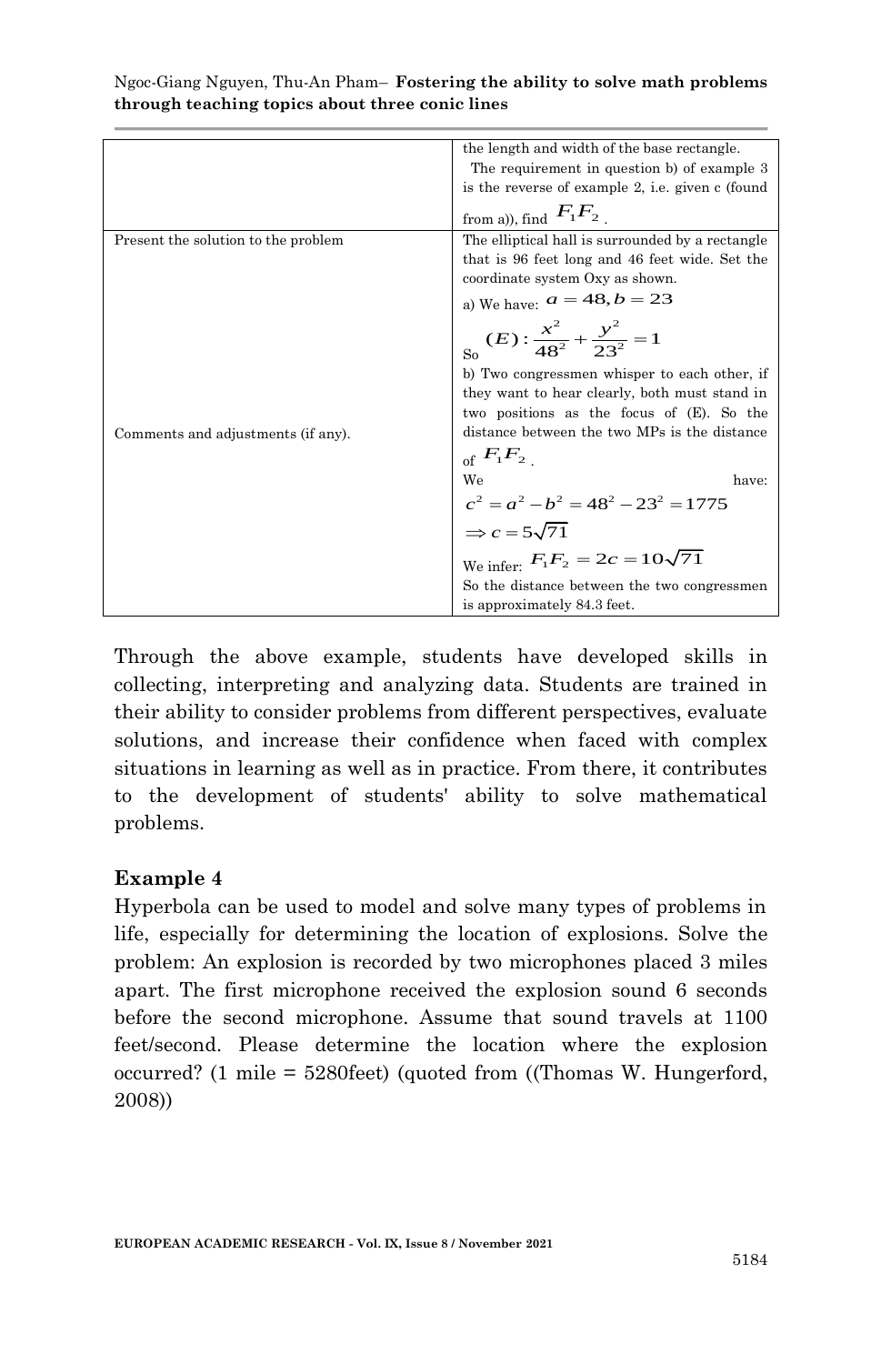| | |
|---|---|
| | the length and width of the base rectangle. The requirement in question b) of example 3 is the reverse of example 2, i.e. given c (found from a)), find $F_1F_2$. |
| Present the solution to the problem<br><br>Comments and adjustments (if any). | The elliptical hall is surrounded by a rectangle that is 96 feet long and 46 feet wide. Set the coordinate system Oxy as shown.<br>a) We have: $a = 48, b = 23$<br>So $(E): \frac{x^2}{48^2} + \frac{y^2}{23^2} = 1$<br>b) Two congressmen whisper to each other, if they want to hear clearly, both must stand in two positions as the focus of (E). So the distance between the two MPs is the distance of $F_1F_2$.<br>We have: $c^2 = a^2 - b^2 = 48^2 - 23^2 = 1775$<br>$\Rightarrow c = 5\sqrt{71}$<br>We infer: $F_1F_2 = 2c = 10\sqrt{71}$<br>So the distance between the two congressmen is approximately 84.3 feet. |

Through the above example, students have developed skills in collecting, interpreting and analyzing data. Students are trained in their ability to consider problems from different perspectives, evaluate solutions, and increase their confidence when faced with complex situations in learning as well as in practice. From there, it contributes to the development of students' ability to solve mathematical problems.

### Example 4

Hyperbola can be used to model and solve many types of problems in life, especially for determining the location of explosions. Solve the problem: An explosion is recorded by two microphones placed 3 miles apart. The first microphone received the explosion sound 6 seconds before the second microphone. Assume that sound travels at 1100 feet/second. Please determine the location where the explosion occurred? (1 mile = 5280feet) (quoted from ((Thomas W. Hungerford, 2008))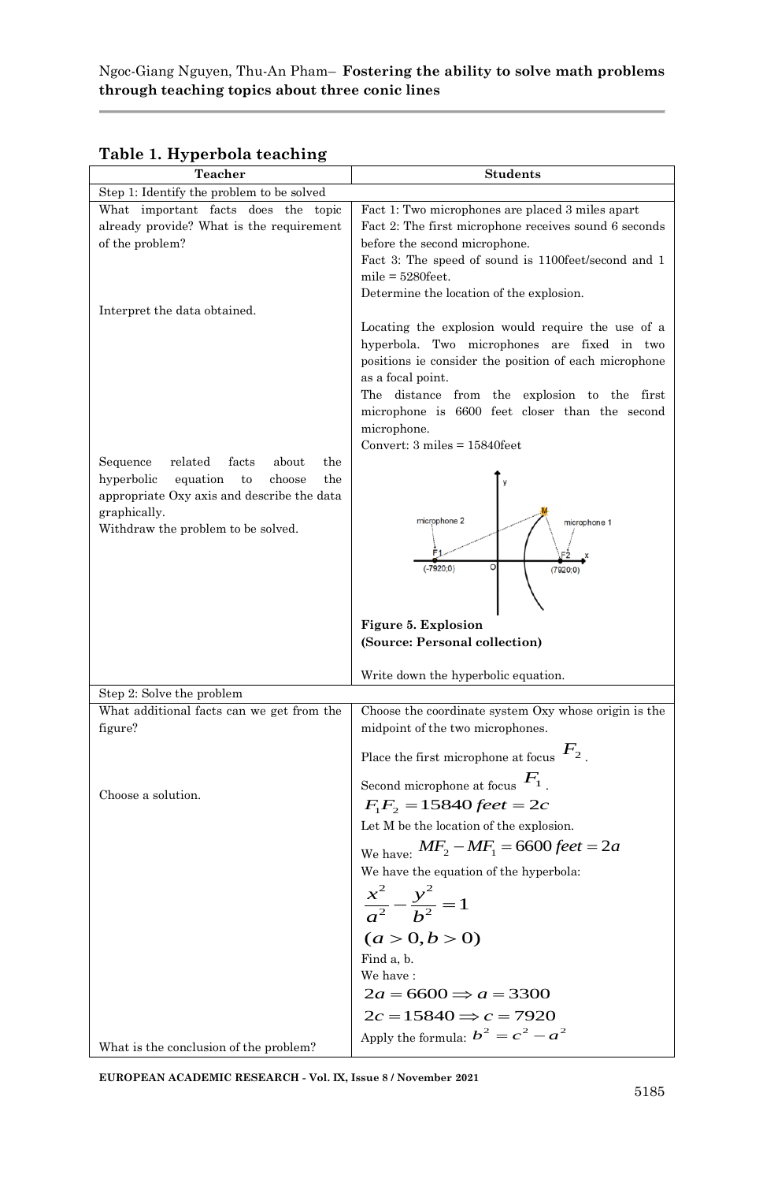**Table 1. Hyperbola teaching**

| Teacher | Students |
|---|---|
| Step 1: Identify the problem to be solved | |
| What important facts does the topic already provide? What is the requirement of the problem? | Fact 1: Two microphones are placed 3 miles apart<br>Fact 2: The first microphone receives sound 6 seconds before the second microphone.<br>Fact 3: The speed of sound is 1100feet/second and 1 mile = 5280feet.<br>Determine the location of the explosion. |
| Interpret the data obtained. | Locating the explosion would require the use of a hyperbola. Two microphones are fixed in two positions ie consider the position of each microphone as a focal point.<br>The distance from the explosion to the first microphone is 6600 feet closer than the second microphone.<br>Convert: 3 miles = 15840feet |
| Sequence related facts about the hyperbolic equation to choose the appropriate Oxy axis and describe the data graphically.<br>Withdraw the problem to be solved. | **Figure 5. Explosion**<br>**(Source: Personal collection)**<br>Write down the hyperbolic equation. |
| Step 2: Solve the problem | |
| What additional facts can we get from the figure? | Choose the coordinate system Oxy whose origin is the midpoint of the two microphones.<br>Place the first microphone at focus $F_2$. |
| Choose a solution. | Second microphone at focus $F_1$.<br>$F_1F_2 = 15840\ feet = 2c$<br>Let M be the location of the explosion.<br>We have: $MF_2 - MF_1 = 6600\ feet = 2a$<br>We have the equation of the hyperbola:<br>$\frac{x^2}{a^2} - \frac{y^2}{b^2} = 1$<br>$(a > 0, b > 0)$<br>Find a, b.<br>We have :<br>$2a = 6600 \Rightarrow a = 3300$<br>$2c = 15840 \Rightarrow c = 7920$ |
| What is the conclusion of the problem? | Apply the formula: $b^2 = c^2 - a^2$ |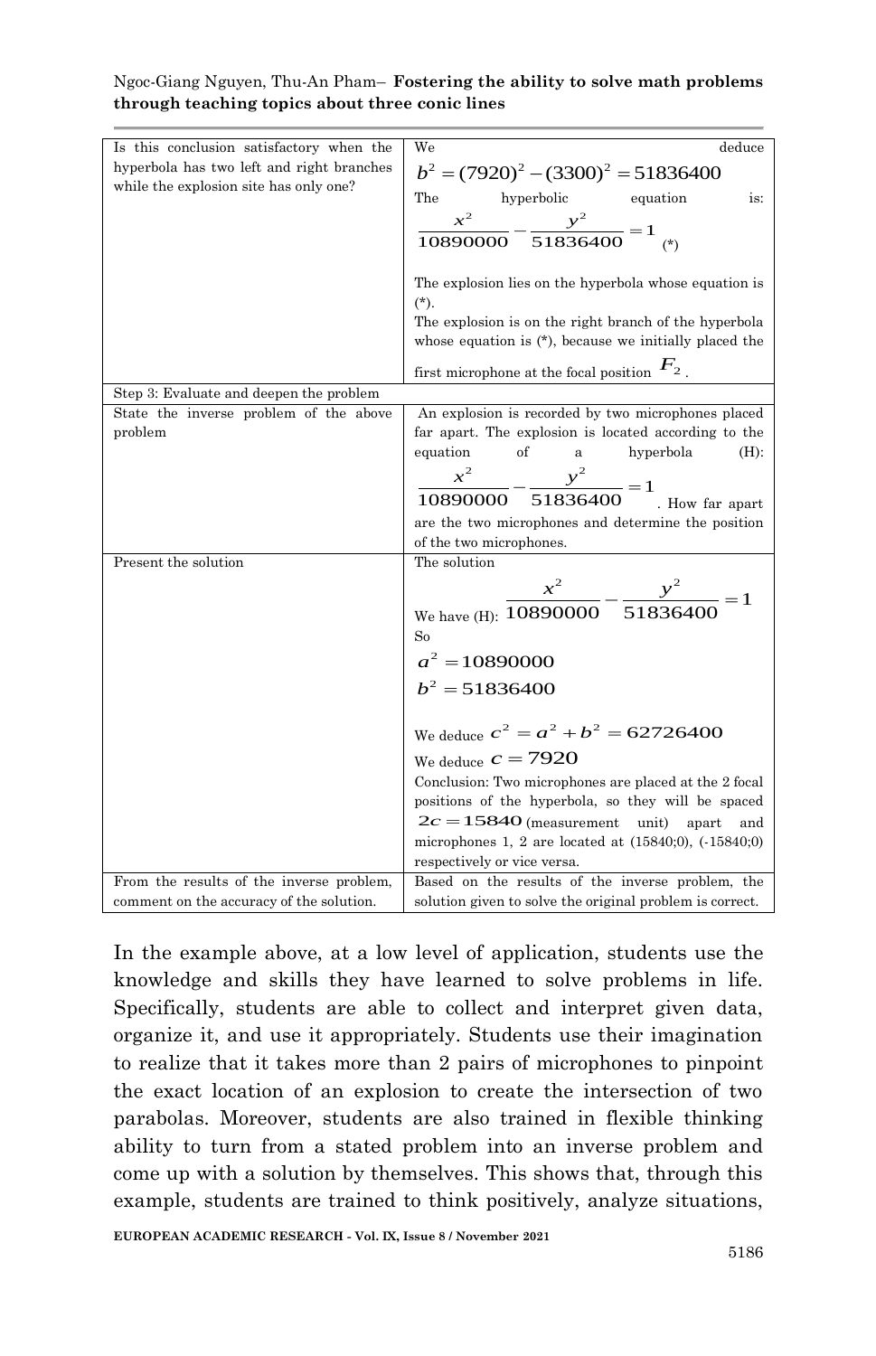| | |
|---|---|
| Is this conclusion satisfactory when the hyperbola has two left and right branches while the explosion site has only one? | We deduce $b^2 = (7920)^2 - (3300)^2 = 51836400$<br>The hyperbolic equation is: $\frac{x^2}{10890000} - \frac{y^2}{51836400} = 1$ (*)<br><br>The explosion lies on the hyperbola whose equation is (*).<br>The explosion is on the right branch of the hyperbola whose equation is (*), because we initially placed the first microphone at the focal position $F_2$. |
| Step 3: Evaluate and deepen the problem | |
| State the inverse problem of the above problem | An explosion is recorded by two microphones placed far apart. The explosion is located according to the equation of a hyperbola (H): $\frac{x^2}{10890000} - \frac{y^2}{51836400} = 1$. How far apart are the two microphones and determine the position of the two microphones. |
| Present the solution | The solution<br>We have (H): $\frac{x^2}{10890000} - \frac{y^2}{51836400} = 1$<br>So<br>$a^2 = 10890000$<br>$b^2 = 51836400$<br><br>We deduce $c^2 = a^2 + b^2 = 62726400$<br>We deduce $c = 7920$<br>Conclusion: Two microphones are placed at the 2 focal positions of the hyperbola, so they will be spaced $2c = 15840$ (measurement unit) apart and microphones 1, 2 are located at (15840;0), (-15840;0) respectively or vice versa. |
| From the results of the inverse problem, comment on the accuracy of the solution. | Based on the results of the inverse problem, the solution given to solve the original problem is correct. |

In the example above, at a low level of application, students use the knowledge and skills they have learned to solve problems in life. Specifically, students are able to collect and interpret given data, organize it, and use it appropriately. Students use their imagination to realize that it takes more than 2 pairs of microphones to pinpoint the exact location of an explosion to create the intersection of two parabolas. Moreover, students are also trained in flexible thinking ability to turn from a stated problem into an inverse problem and come up with a solution by themselves. This shows that, through this example, students are trained to think positively, analyze situations,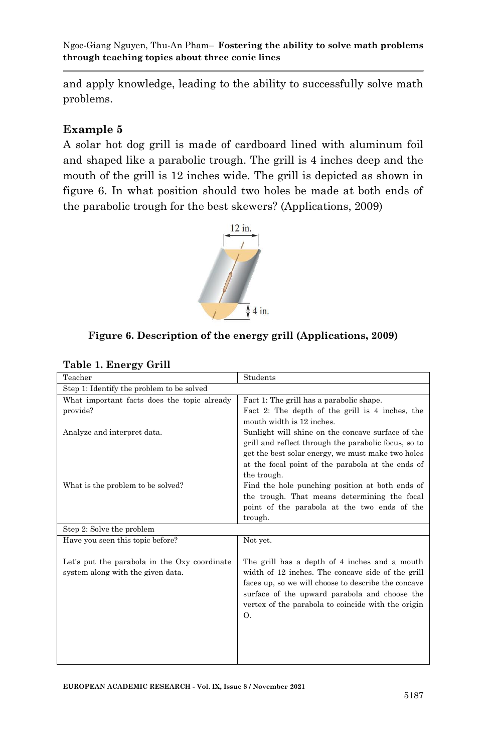and apply knowledge, leading to the ability to successfully solve math problems.

### Example 5

A solar hot dog grill is made of cardboard lined with aluminum foil and shaped like a parabolic trough. The grill is 4 inches deep and the mouth of the grill is 12 inches wide. The grill is depicted as shown in figure 6. In what position should two holes be made at both ends of the parabolic trough for the best skewers? (Applications, 2009)

**Figure 6. Description of the energy grill (Applications, 2009)**

**Table 1. Energy Grill**

| Teacher | Students |
|---|---|
| Step 1: Identify the problem to be solved | |
| What important facts does the topic already provide? | Fact 1: The grill has a parabolic shape.<br>Fact 2: The depth of the grill is 4 inches, the mouth width is 12 inches. |
| Analyze and interpret data. | Sunlight will shine on the concave surface of the grill and reflect through the parabolic focus, so to get the best solar energy, we must make two holes at the focal point of the parabola at the ends of the trough. |
| What is the problem to be solved? | Find the hole punching position at both ends of the trough. That means determining the focal point of the parabola at the two ends of the trough. |
| Step 2: Solve the problem | |
| Have you seen this topic before? | Not yet. |
| Let's put the parabola in the Oxy coordinate system along with the given data. | The grill has a depth of 4 inches and a mouth width of 12 inches. The concave side of the grill faces up, so we will choose to describe the concave surface of the upward parabola and choose the vertex of the parabola to coincide with the origin O. |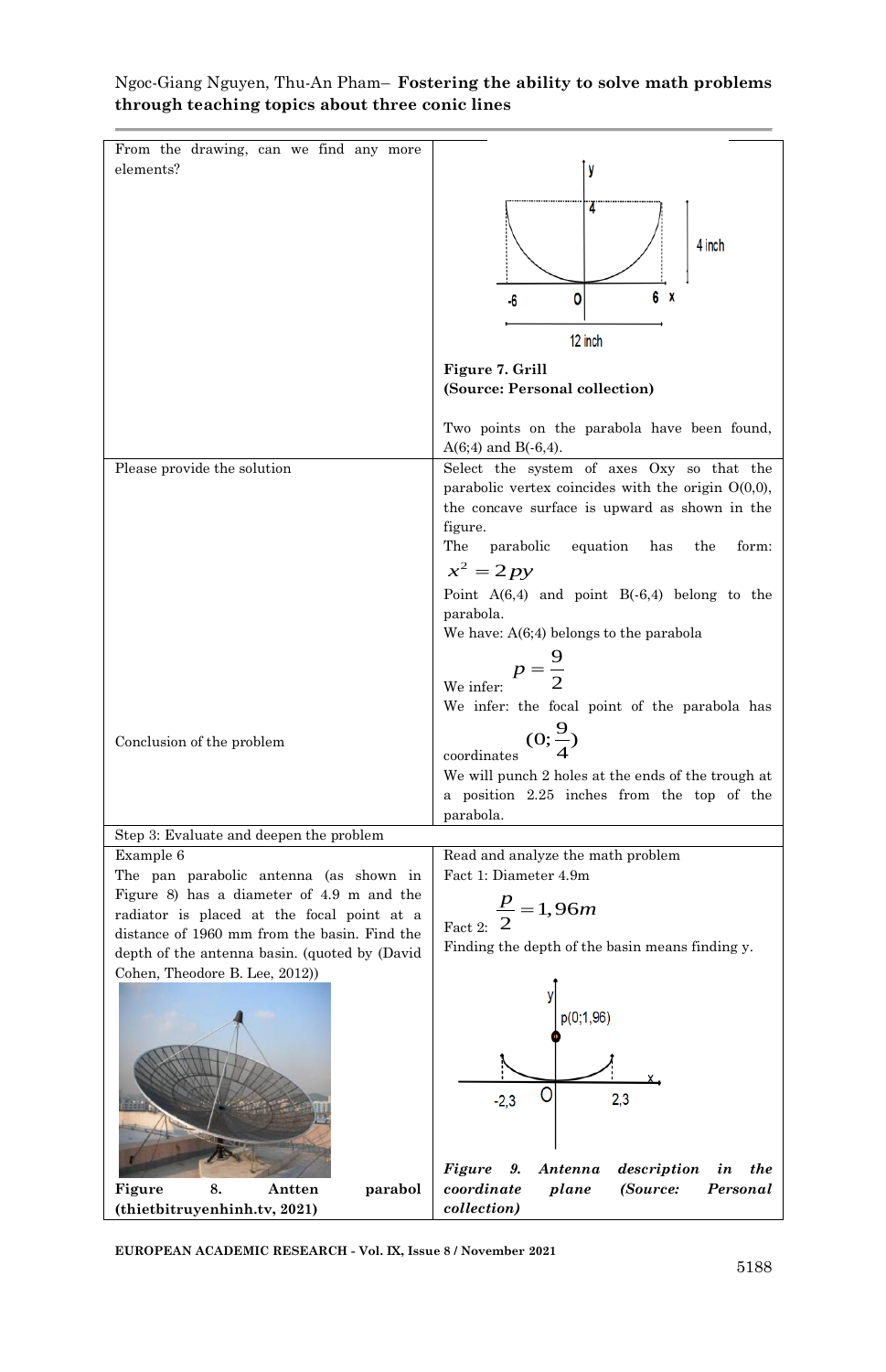| | |
|---|---|
| From the drawing, can we find any more elements? | **Figure 7. Grill** **(Source: Personal collection)** Two points on the parabola have been found, A(6;4) and B(-6,4). |
| Please provide the solution | Select the system of axes Oxy so that the parabolic vertex coincides with the origin O(0,0), the concave surface is upward as shown in the figure. The parabolic equation has the form: $x^2 = 2py$ Point A(6,4) and point B(-6,4) belong to the parabola. We have: A(6;4) belongs to the parabola We infer: $p = \frac{9}{2}$ |
| Conclusion of the problem | We infer: the focal point of the parabola has coordinates $(0;\frac{9}{4})$ We will punch 2 holes at the ends of the trough at a position 2.25 inches from the top of the parabola. |
| Step 3: Evaluate and deepen the problem | |
| Example 6 The pan parabolic antenna (as shown in Figure 8) has a diameter of 4.9 m and the radiator is placed at the focal point at a distance of 1960 mm from the basin. Find the depth of the antenna basin. (quoted by (David Cohen, Theodore B. Lee, 2012)) **Figure 8. Antten parabol (thietbitruyenhinh.tv, 2021)** | Read and analyze the math problem Fact 1: Diameter 4.9m Fact 2: $\frac{p}{2} = 1,96m$ Finding the depth of the basin means finding y. ***Figure 9. Antenna description in the coordinate plane (Source: Personal collection)*** |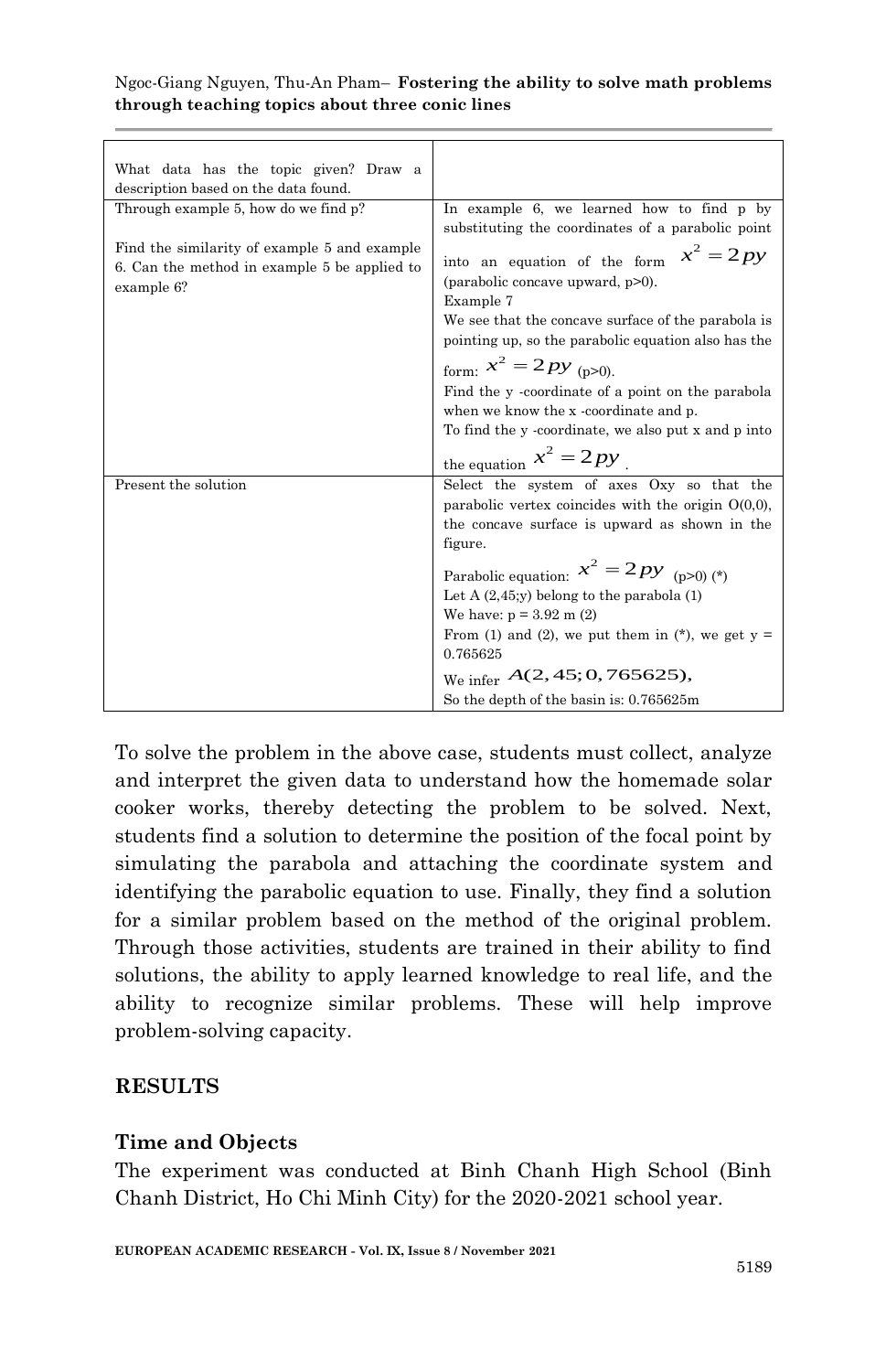| | |
|---|---|
| What data has the topic given? Draw a description based on the data found. | |
| Through example 5, how do we find p?<br><br>Find the similarity of example 5 and example 6. Can the method in example 5 be applied to example 6? | In example 6, we learned how to find p by substituting the coordinates of a parabolic point into an equation of the form $x^2 = 2py$ (parabolic concave upward, p>0).<br>Example 7<br>We see that the concave surface of the parabola is pointing up, so the parabolic equation also has the form: $x^2 = 2py$ (p>0).<br>Find the y -coordinate of a point on the parabola when we know the x -coordinate and p.<br>To find the y -coordinate, we also put x and p into the equation $x^2 = 2py$. |
| Present the solution | Select the system of axes Oxy so that the parabolic vertex coincides with the origin O(0,0), the concave surface is upward as shown in the figure.<br>Parabolic equation: $x^2 = 2py$ (p>0) (*)<br>Let A (2,45;y) belong to the parabola (1)<br>We have: p = 3.92 m (2)<br>From (1) and (2), we put them in (*), we get y = 0.765625<br>We infer $A(2,45;0,765625),$<br>So the depth of the basin is: 0.765625m |

To solve the problem in the above case, students must collect, analyze and interpret the given data to understand how the homemade solar cooker works, thereby detecting the problem to be solved. Next, students find a solution to determine the position of the focal point by simulating the parabola and attaching the coordinate system and identifying the parabolic equation to use. Finally, they find a solution for a similar problem based on the method of the original problem. Through those activities, students are trained in their ability to find solutions, the ability to apply learned knowledge to real life, and the ability to recognize similar problems. These will help improve problem-solving capacity.

## RESULTS

### Time and Objects

The experiment was conducted at Binh Chanh High School (Binh Chanh District, Ho Chi Minh City) for the 2020-2021 school year.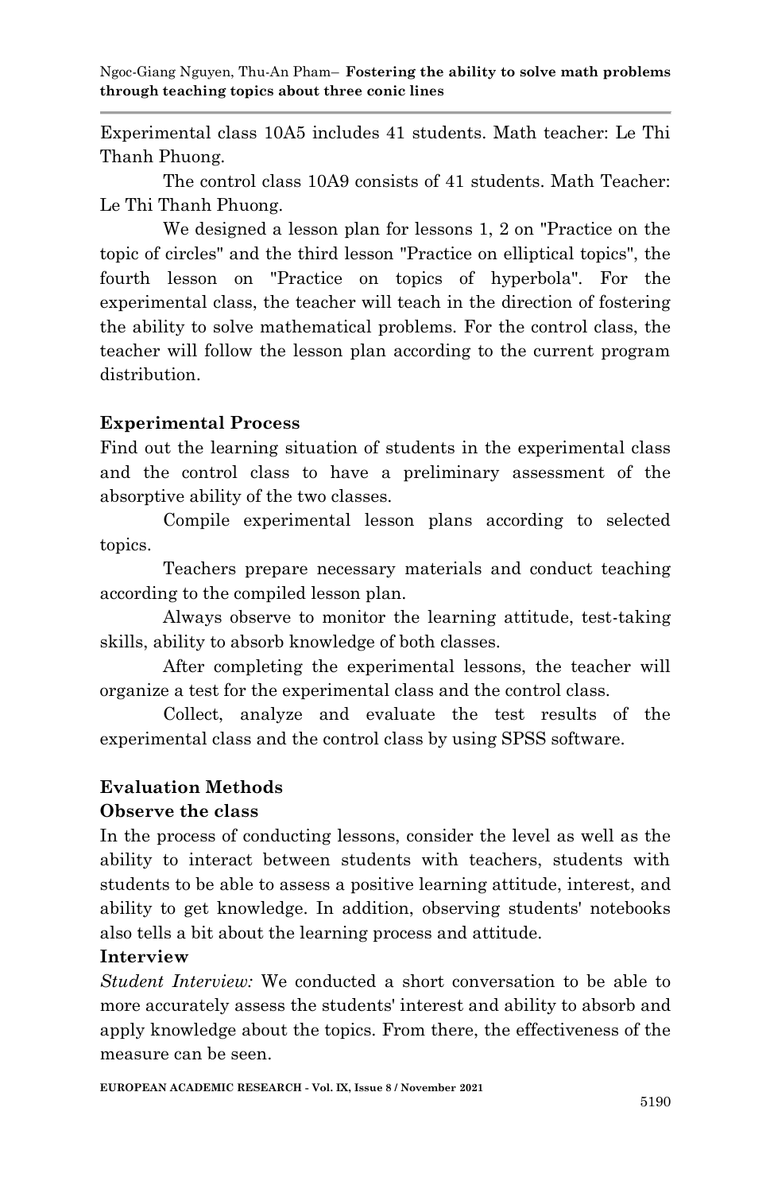Experimental class 10A5 includes 41 students. Math teacher: Le Thi Thanh Phuong.

The control class 10A9 consists of 41 students. Math Teacher: Le Thi Thanh Phuong.

We designed a lesson plan for lessons 1, 2 on "Practice on the topic of circles" and the third lesson "Practice on elliptical topics", the fourth lesson on "Practice on topics of hyperbola". For the experimental class, the teacher will teach in the direction of fostering the ability to solve mathematical problems. For the control class, the teacher will follow the lesson plan according to the current program distribution.

**Experimental Process**

Find out the learning situation of students in the experimental class and the control class to have a preliminary assessment of the absorptive ability of the two classes.

Compile experimental lesson plans according to selected topics.

Teachers prepare necessary materials and conduct teaching according to the compiled lesson plan.

Always observe to monitor the learning attitude, test-taking skills, ability to absorb knowledge of both classes.

After completing the experimental lessons, the teacher will organize a test for the experimental class and the control class.

Collect, analyze and evaluate the test results of the experimental class and the control class by using SPSS software.

**Evaluation Methods**

**Observe the class**

In the process of conducting lessons, consider the level as well as the ability to interact between students with teachers, students with students to be able to assess a positive learning attitude, interest, and ability to get knowledge. In addition, observing students' notebooks also tells a bit about the learning process and attitude.

**Interview**

*Student Interview:* We conducted a short conversation to be able to more accurately assess the students' interest and ability to absorb and apply knowledge about the topics. From there, the effectiveness of the measure can be seen.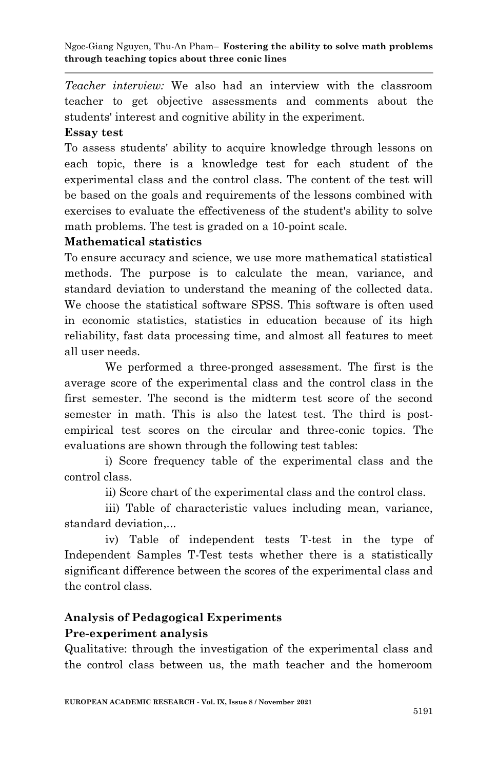*Teacher interview:* We also had an interview with the classroom teacher to get objective assessments and comments about the students' interest and cognitive ability in the experiment.

**Essay test**

To assess students' ability to acquire knowledge through lessons on each topic, there is a knowledge test for each student of the experimental class and the control class. The content of the test will be based on the goals and requirements of the lessons combined with exercises to evaluate the effectiveness of the student's ability to solve math problems. The test is graded on a 10-point scale.

**Mathematical statistics**

To ensure accuracy and science, we use more mathematical statistical methods. The purpose is to calculate the mean, variance, and standard deviation to understand the meaning of the collected data. We choose the statistical software SPSS. This software is often used in economic statistics, statistics in education because of its high reliability, fast data processing time, and almost all features to meet all user needs.

We performed a three-pronged assessment. The first is the average score of the experimental class and the control class in the first semester. The second is the midterm test score of the second semester in math. This is also the latest test. The third is post-empirical test scores on the circular and three-conic topics. The evaluations are shown through the following test tables:

i) Score frequency table of the experimental class and the control class.

ii) Score chart of the experimental class and the control class.

iii) Table of characteristic values including mean, variance, standard deviation,...

iv) Table of independent tests T-test in the type of Independent Samples T-Test tests whether there is a statistically significant difference between the scores of the experimental class and the control class.

## Analysis of Pedagogical Experiments

### Pre-experiment analysis

Qualitative: through the investigation of the experimental class and the control class between us, the math teacher and the homeroom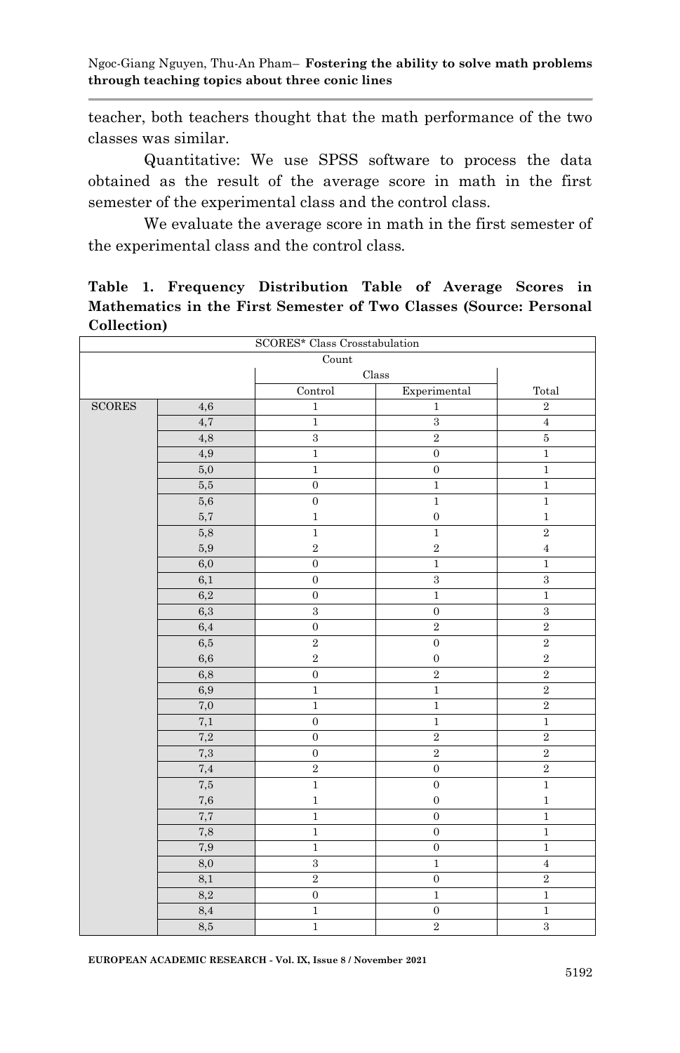teacher, both teachers thought that the math performance of the two classes was similar.

Quantitative: We use SPSS software to process the data obtained as the result of the average score in math in the first semester of the experimental class and the control class.

We evaluate the average score in math in the first semester of the experimental class and the control class.

**Table 1. Frequency Distribution Table of Average Scores in Mathematics in the First Semester of Two Classes (Source: Personal Collection)**

| SCORES* Class Crosstabulation | | | | |
|---|---|---|---|---|
| Count | | | | |
| | | Class | | |
| | | Control | Experimental | Total |
| SCORES | 4,6 | 1 | 1 | 2 |
| | 4,7 | 1 | 3 | 4 |
| | 4,8 | 3 | 2 | 5 |
| | 4,9 | 1 | 0 | 1 |
| | 5,0 | 1 | 0 | 1 |
| | 5,5 | 0 | 1 | 1 |
| | 5,6 | 0 | 1 | 1 |
| | 5,7 | 1 | 0 | 1 |
| | 5,8 | 1 | 1 | 2 |
| | 5,9 | 2 | 2 | 4 |
| | 6,0 | 0 | 1 | 1 |
| | 6,1 | 0 | 3 | 3 |
| | 6,2 | 0 | 1 | 1 |
| | 6,3 | 3 | 0 | 3 |
| | 6,4 | 0 | 2 | 2 |
| | 6,5 | 2 | 0 | 2 |
| | 6,6 | 2 | 0 | 2 |
| | 6,8 | 0 | 2 | 2 |
| | 6,9 | 1 | 1 | 2 |
| | 7,0 | 1 | 1 | 2 |
| | 7,1 | 0 | 1 | 1 |
| | 7,2 | 0 | 2 | 2 |
| | 7,3 | 0 | 2 | 2 |
| | 7,4 | 2 | 0 | 2 |
| | 7,5 | 1 | 0 | 1 |
| | 7,6 | 1 | 0 | 1 |
| | 7,7 | 1 | 0 | 1 |
| | 7,8 | 1 | 0 | 1 |
| | 7,9 | 1 | 0 | 1 |
| | 8,0 | 3 | 1 | 4 |
| | 8,1 | 2 | 0 | 2 |
| | 8,2 | 0 | 1 | 1 |
| | 8,4 | 1 | 0 | 1 |
| | 8,5 | 1 | 2 | 3 |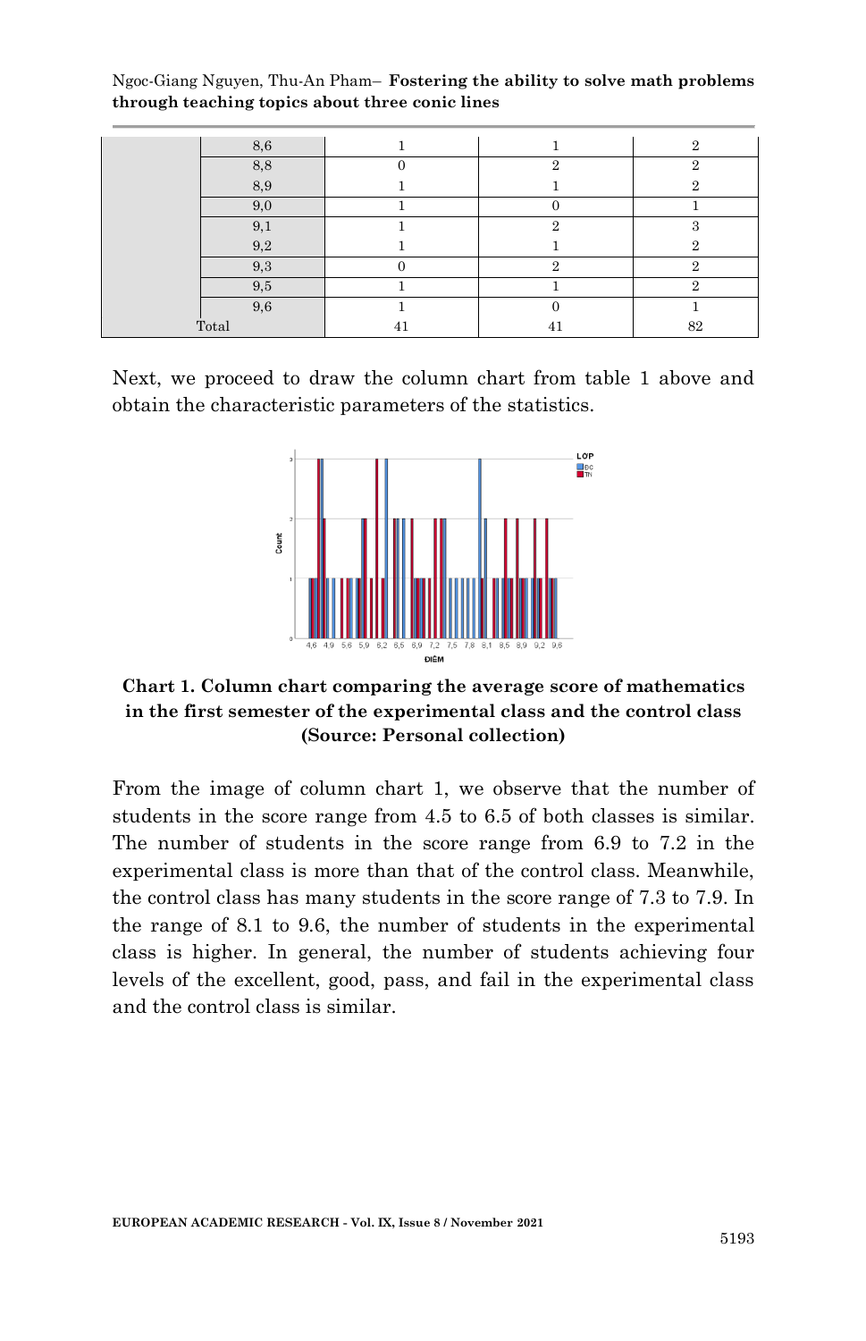| | | | | |
|---|---|---|---|---|
| | 8,6 | 1 | 1 | 2 |
| | 8,8 | 0 | 2 | 2 |
| | 8,9 | 1 | 1 | 2 |
| | 9,0 | 1 | 0 | 1 |
| | 9,1 | 1 | 2 | 3 |
| | 9,2 | 1 | 1 | 2 |
| | 9,3 | 0 | 2 | 2 |
| | 9,5 | 1 | 1 | 2 |
| | 9,6 | 1 | 0 | 1 |
| Total | | 41 | 41 | 82 |

Next, we proceed to draw the column chart from table 1 above and obtain the characteristic parameters of the statistics.

**Chart 1. Column chart comparing the average score of mathematics in the first semester of the experimental class and the control class (Source: Personal collection)**

From the image of column chart 1, we observe that the number of students in the score range from 4.5 to 6.5 of both classes is similar. The number of students in the score range from 6.9 to 7.2 in the experimental class is more than that of the control class. Meanwhile, the control class has many students in the score range of 7.3 to 7.9. In the range of 8.1 to 9.6, the number of students in the experimental class is higher. In general, the number of students achieving four levels of the excellent, good, pass, and fail in the experimental class and the control class is similar.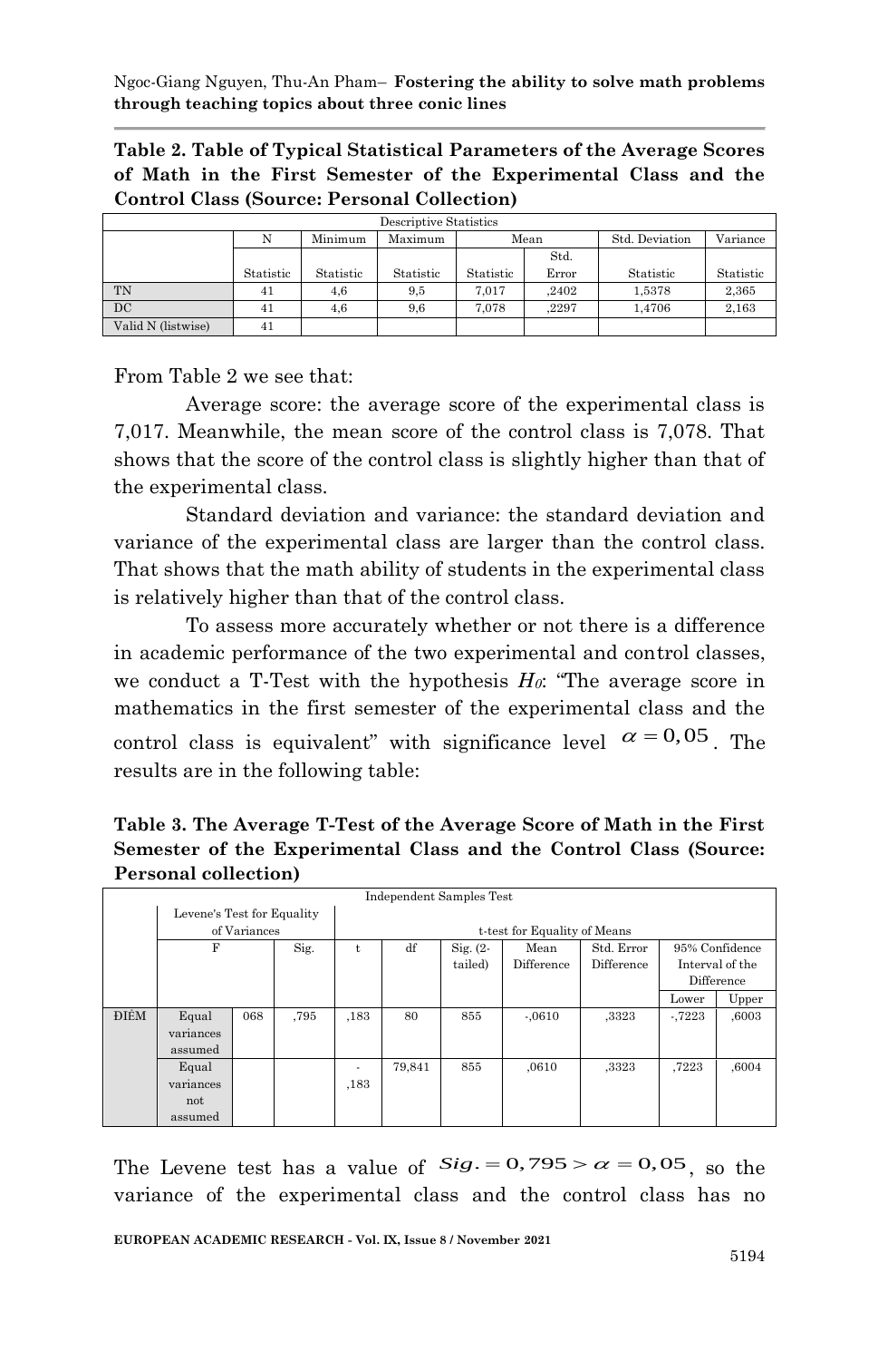**Table 2. Table of Typical Statistical Parameters of the Average Scores of Math in the First Semester of the Experimental Class and the Control Class (Source: Personal Collection)**

| Descriptive Statistics | | | | | | | |
|---|---|---|---|---|---|---|---|
| | N | Minimum | Maximum | Mean | | Std. Deviation | Variance |
| | Statistic | Statistic | Statistic | Statistic | Std. Error | Statistic | Statistic |
| TN | 41 | 4,6 | 9,5 | 7,017 | ,2402 | 1,5378 | 2,365 |
| DC | 41 | 4,6 | 9,6 | 7,078 | ,2297 | 1,4706 | 2,163 |
| Valid N (listwise) | 41 | | | | | | |

From Table 2 we see that:

Average score: the average score of the experimental class is 7,017. Meanwhile, the mean score of the control class is 7,078. That shows that the score of the control class is slightly higher than that of the experimental class.

Standard deviation and variance: the standard deviation and variance of the experimental class are larger than the control class. That shows that the math ability of students in the experimental class is relatively higher than that of the control class.

To assess more accurately whether or not there is a difference in academic performance of the two experimental and control classes, we conduct a T-Test with the hypothesis $H_0$: "The average score in mathematics in the first semester of the experimental class and the control class is equivalent" with significance level $\alpha = 0,05$. The results are in the following table:

**Table 3. The Average T-Test of the Average Score of Math in the First Semester of the Experimental Class and the Control Class (Source: Personal collection)**

| Independent Samples Test | | | | | | | | | | |
|---|---|---|---|---|---|---|---|---|---|---|
| | | Levene's Test for Equality of Variances | | t-test for Equality of Means | | | | | | |
| | | F | Sig. | t | df | Sig. (2-tailed) | Mean Difference | Std. Error Difference | 95% Confidence Interval of the Difference | |
| | | | | | | | | | Lower | Upper |
| ĐIỂM | Equal variances assumed | 068 | ,795 | ,183 | 80 | 855 | -,0610 | ,3323 | -,7223 | ,6003 |
| | Equal variances not assumed | | | -,183 | 79,841 | 855 | ,0610 | ,3323 | ,7223 | ,6004 |

The Levene test has a value of $Sig. = 0,795 > \alpha = 0,05$, so the variance of the experimental class and the control class has no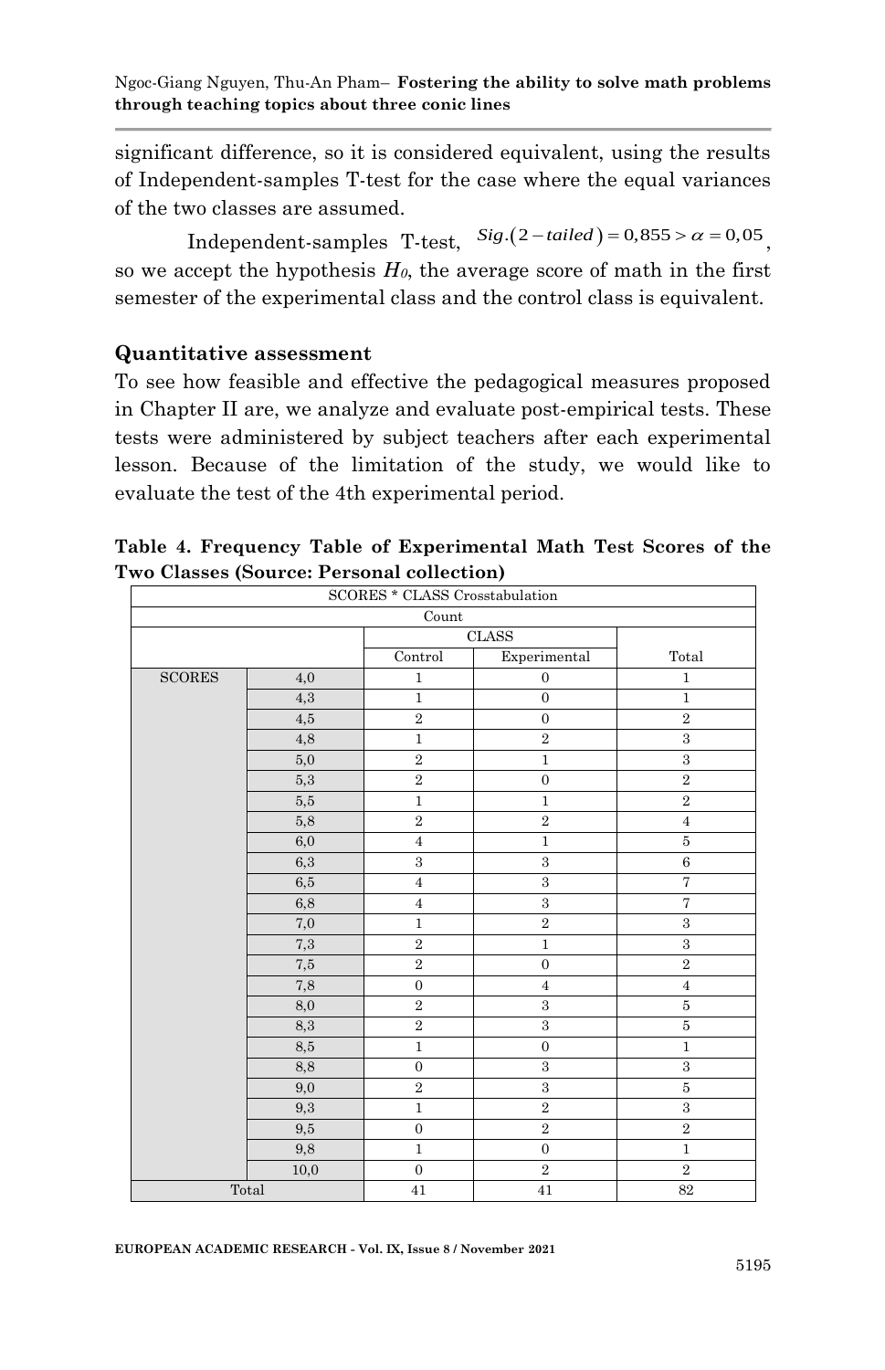significant difference, so it is considered equivalent, using the results of Independent-samples T-test for the case where the equal variances of the two classes are assumed.

Independent-samples T-test, $Sig.(2-tailed) = 0,855 > \alpha = 0,05$, so we accept the hypothesis $H_0$, the average score of math in the first semester of the experimental class and the control class is equivalent.

**Quantitative assessment**

To see how feasible and effective the pedagogical measures proposed in Chapter II are, we analyze and evaluate post-empirical tests. These tests were administered by subject teachers after each experimental lesson. Because of the limitation of the study, we would like to evaluate the test of the 4th experimental period.

**Table 4. Frequency Table of Experimental Math Test Scores of the Two Classes (Source: Personal collection)**

| SCORES * CLASS Crosstabulation | | | | |
|---|---|---|---|---|
| Count | | | | |
| | | CLASS | | |
| | | Control | Experimental | Total |
| SCORES | 4,0 | 1 | 0 | 1 |
| | 4,3 | 1 | 0 | 1 |
| | 4,5 | 2 | 0 | 2 |
| | 4,8 | 1 | 2 | 3 |
| | 5,0 | 2 | 1 | 3 |
| | 5,3 | 2 | 0 | 2 |
| | 5,5 | 1 | 1 | 2 |
| | 5,8 | 2 | 2 | 4 |
| | 6,0 | 4 | 1 | 5 |
| | 6,3 | 3 | 3 | 6 |
| | 6,5 | 4 | 3 | 7 |
| | 6,8 | 4 | 3 | 7 |
| | 7,0 | 1 | 2 | 3 |
| | 7,3 | 2 | 1 | 3 |
| | 7,5 | 2 | 0 | 2 |
| | 7,8 | 0 | 4 | 4 |
| | 8,0 | 2 | 3 | 5 |
| | 8,3 | 2 | 3 | 5 |
| | 8,5 | 1 | 0 | 1 |
| | 8,8 | 0 | 3 | 3 |
| | 9,0 | 2 | 3 | 5 |
| | 9,3 | 1 | 2 | 3 |
| | 9,5 | 0 | 2 | 2 |
| | 9,8 | 1 | 0 | 1 |
| | 10,0 | 0 | 2 | 2 |
| Total | | 41 | 41 | 82 |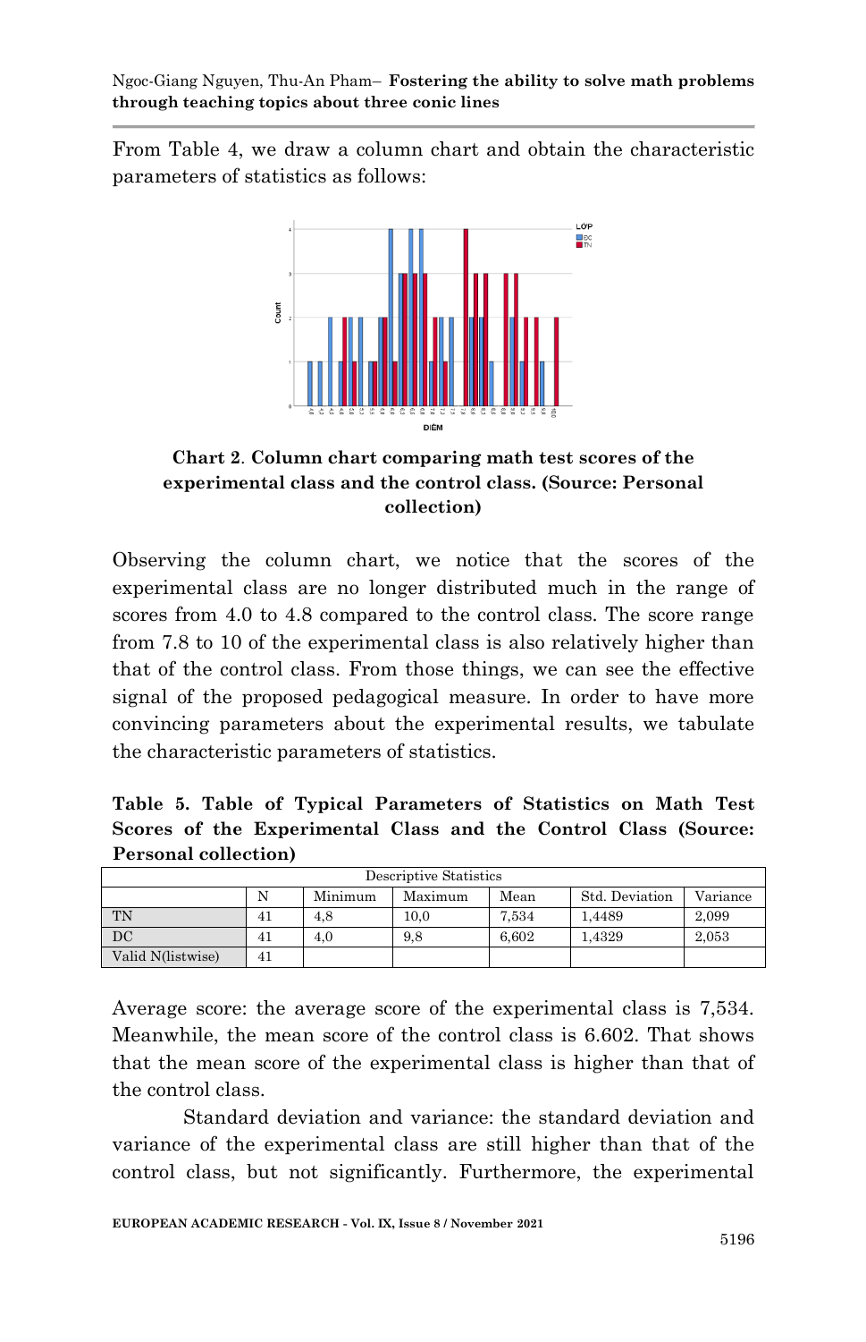From Table 4, we draw a column chart and obtain the characteristic parameters of statistics as follows:

**Chart 2**. **Column chart comparing math test scores of the experimental class and the control class. (Source: Personal collection)**

Observing the column chart, we notice that the scores of the experimental class are no longer distributed much in the range of scores from 4.0 to 4.8 compared to the control class. The score range from 7.8 to 10 of the experimental class is also relatively higher than that of the control class. From those things, we can see the effective signal of the proposed pedagogical measure. In order to have more convincing parameters about the experimental results, we tabulate the characteristic parameters of statistics.

**Table 5. Table of Typical Parameters of Statistics on Math Test Scores of the Experimental Class and the Control Class (Source: Personal collection)**

| Descriptive Statistics | | | | | | |
|---|---|---|---|---|---|---|
| | N | Minimum | Maximum | Mean | Std. Deviation | Variance |
| TN | 41 | 4,8 | 10,0 | 7,534 | 1,4489 | 2,099 |
| DC | 41 | 4,0 | 9,8 | 6,602 | 1,4329 | 2,053 |
| Valid N(listwise) | 41 | | | | | |

Average score: the average score of the experimental class is 7,534. Meanwhile, the mean score of the control class is 6.602. That shows that the mean score of the experimental class is higher than that of the control class.

Standard deviation and variance: the standard deviation and variance of the experimental class are still higher than that of the control class, but not significantly. Furthermore, the experimental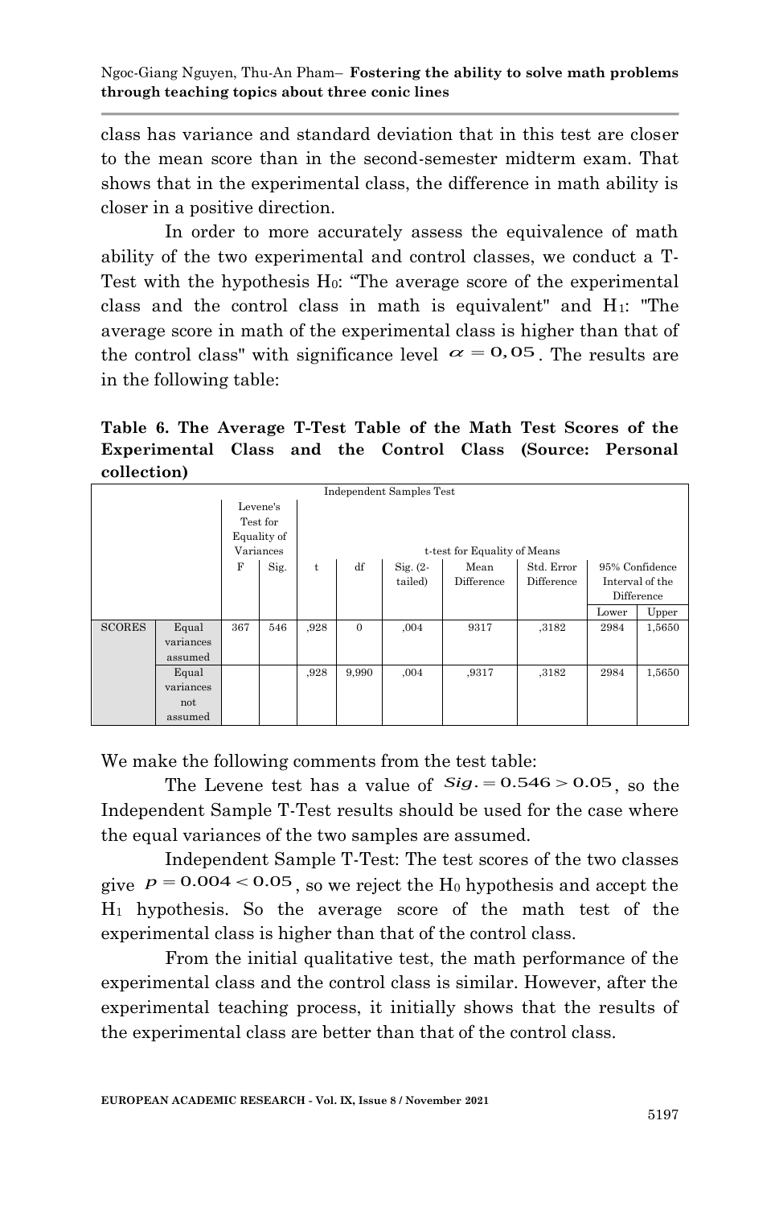class has variance and standard deviation that in this test are closer to the mean score than in the second-semester midterm exam. That shows that in the experimental class, the difference in math ability is closer in a positive direction.

In order to more accurately assess the equivalence of math ability of the two experimental and control classes, we conduct a T-Test with the hypothesis $H_0$: "The average score of the experimental class and the control class in math is equivalent" and $H_1$: "The average score in math of the experimental class is higher than that of the control class" with significance level $\alpha = 0,05$. The results are in the following table:

**Table 6. The Average T-Test Table of the Math Test Scores of the Experimental Class and the Control Class (Source: Personal collection)**

| Independent Samples Test | | | | | | | | | | |
|---|---|---|---|---|---|---|---|---|---|---|
| | | Levene's Test for Equality of Variances | | t-test for Equality of Means | | | | | | |
| | | F | Sig. | t | df | Sig. (2-tailed) | Mean Difference | Std. Error Difference | 95% Confidence Interval of the Difference | |
| | | | | | | | | | Lower | Upper |
| SCORES | Equal variances assumed | 367 | 546 | ,928 | 0 | ,004 | 9317 | ,3182 | 2984 | 1,5650 |
| | Equal variances not assumed | | | ,928 | 9,990 | ,004 | ,9317 | ,3182 | 2984 | 1,5650 |

We make the following comments from the test table:

The Levene test has a value of $Sig. = 0.546 > 0.05$, so the Independent Sample T-Test results should be used for the case where the equal variances of the two samples are assumed.

Independent Sample T-Test: The test scores of the two classes give $p = 0.004 < 0.05$, so we reject the $H_0$ hypothesis and accept the $H_1$ hypothesis. So the average score of the math test of the experimental class is higher than that of the control class.

From the initial qualitative test, the math performance of the experimental class and the control class is similar. However, after the experimental teaching process, it initially shows that the results of the experimental class are better than that of the control class.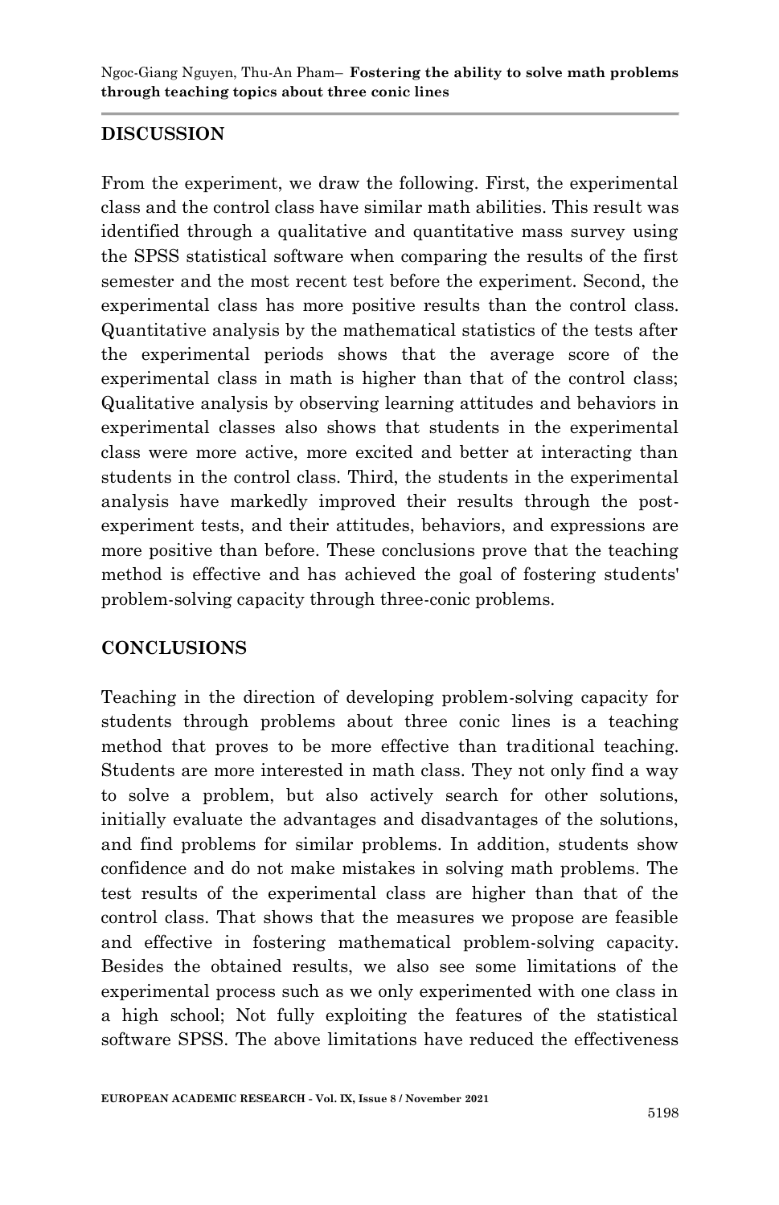## DISCUSSION

From the experiment, we draw the following. First, the experimental class and the control class have similar math abilities. This result was identified through a qualitative and quantitative mass survey using the SPSS statistical software when comparing the results of the first semester and the most recent test before the experiment. Second, the experimental class has more positive results than the control class. Quantitative analysis by the mathematical statistics of the tests after the experimental periods shows that the average score of the experimental class in math is higher than that of the control class; Qualitative analysis by observing learning attitudes and behaviors in experimental classes also shows that students in the experimental class were more active, more excited and better at interacting than students in the control class. Third, the students in the experimental analysis have markedly improved their results through the post-experiment tests, and their attitudes, behaviors, and expressions are more positive than before. These conclusions prove that the teaching method is effective and has achieved the goal of fostering students' problem-solving capacity through three-conic problems.

## CONCLUSIONS

Teaching in the direction of developing problem-solving capacity for students through problems about three conic lines is a teaching method that proves to be more effective than traditional teaching. Students are more interested in math class. They not only find a way to solve a problem, but also actively search for other solutions, initially evaluate the advantages and disadvantages of the solutions, and find problems for similar problems. In addition, students show confidence and do not make mistakes in solving math problems. The test results of the experimental class are higher than that of the control class. That shows that the measures we propose are feasible and effective in fostering mathematical problem-solving capacity. Besides the obtained results, we also see some limitations of the experimental process such as we only experimented with one class in a high school; Not fully exploiting the features of the statistical software SPSS. The above limitations have reduced the effectiveness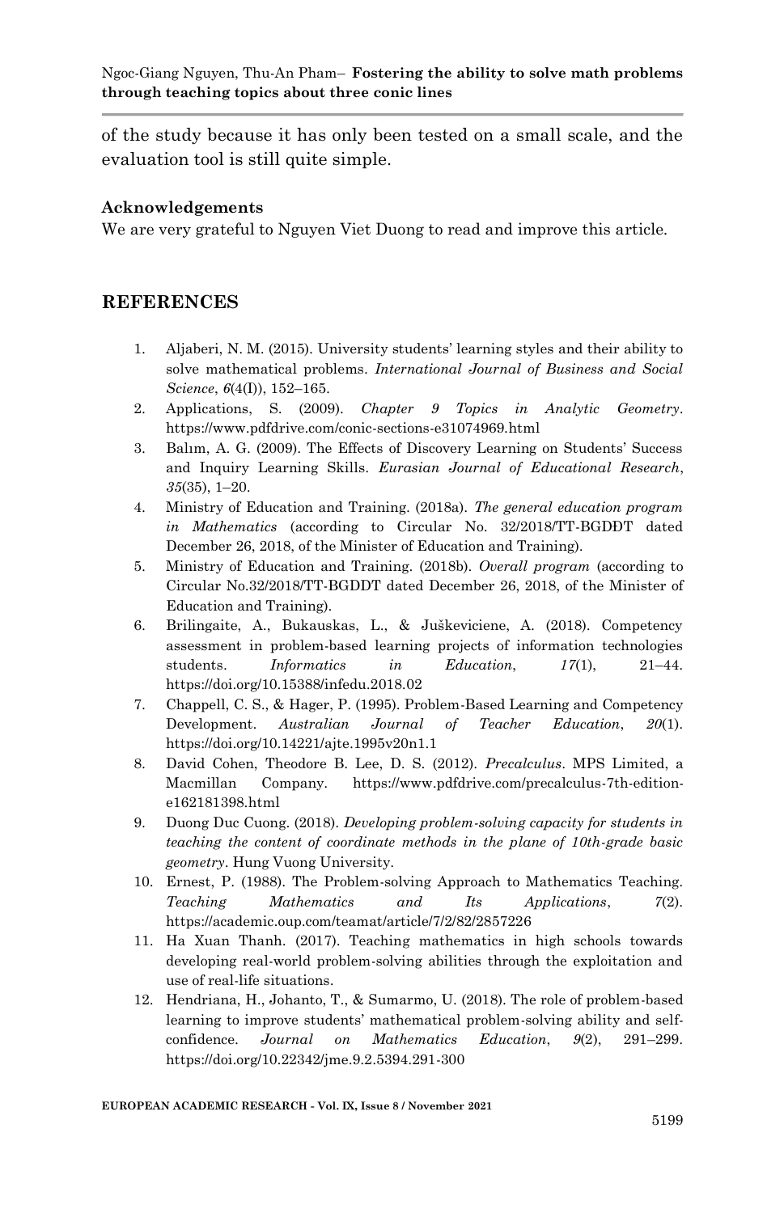of the study because it has only been tested on a small scale, and the evaluation tool is still quite simple.

**Acknowledgements**

We are very grateful to Nguyen Viet Duong to read and improve this article.

## REFERENCES

1. Aljaberi, N. M. (2015). University students' learning styles and their ability to solve mathematical problems. *International Journal of Business and Social Science*, *6*(4(I)), 152–165.
2. Applications, S. (2009). *Chapter 9 Topics in Analytic Geometry*. https://www.pdfdrive.com/conic-sections-e31074969.html
3. Balım, A. G. (2009). The Effects of Discovery Learning on Students' Success and Inquiry Learning Skills. *Eurasian Journal of Educational Research*, *35*(35), 1–20.
4. Ministry of Education and Training. (2018a). *The general education program in Mathematics* (according to Circular No. 32/2018/TT-BGDĐT dated December 26, 2018, of the Minister of Education and Training).
5. Ministry of Education and Training. (2018b). *Overall program* (according to Circular No.32/2018/TT-BGDDT dated December 26, 2018, of the Minister of Education and Training).
6. Brilingaite, A., Bukauskas, L., & Juškeviciene, A. (2018). Competency assessment in problem-based learning projects of information technologies students. *Informatics in Education*, *17*(1), 21–44. https://doi.org/10.15388/infedu.2018.02
7. Chappell, C. S., & Hager, P. (1995). Problem-Based Learning and Competency Development. *Australian Journal of Teacher Education*, *20*(1). https://doi.org/10.14221/ajte.1995v20n1.1
8. David Cohen, Theodore B. Lee, D. S. (2012). *Precalculus*. MPS Limited, a Macmillan Company. https://www.pdfdrive.com/precalculus-7th-edition-e162181398.html
9. Duong Duc Cuong. (2018). *Developing problem-solving capacity for students in teaching the content of coordinate methods in the plane of 10th-grade basic geometry*. Hung Vuong University.
10. Ernest, P. (1988). The Problem-solving Approach to Mathematics Teaching. *Teaching Mathematics and Its Applications*, *7*(2). https://academic.oup.com/teamat/article/7/2/82/2857226
11. Ha Xuan Thanh. (2017). Teaching mathematics in high schools towards developing real-world problem-solving abilities through the exploitation and use of real-life situations.
12. Hendriana, H., Johanto, T., & Sumarmo, U. (2018). The role of problem-based learning to improve students' mathematical problem-solving ability and self-confidence. *Journal on Mathematics Education*, *9*(2), 291–299. https://doi.org/10.22342/jme.9.2.5394.291-300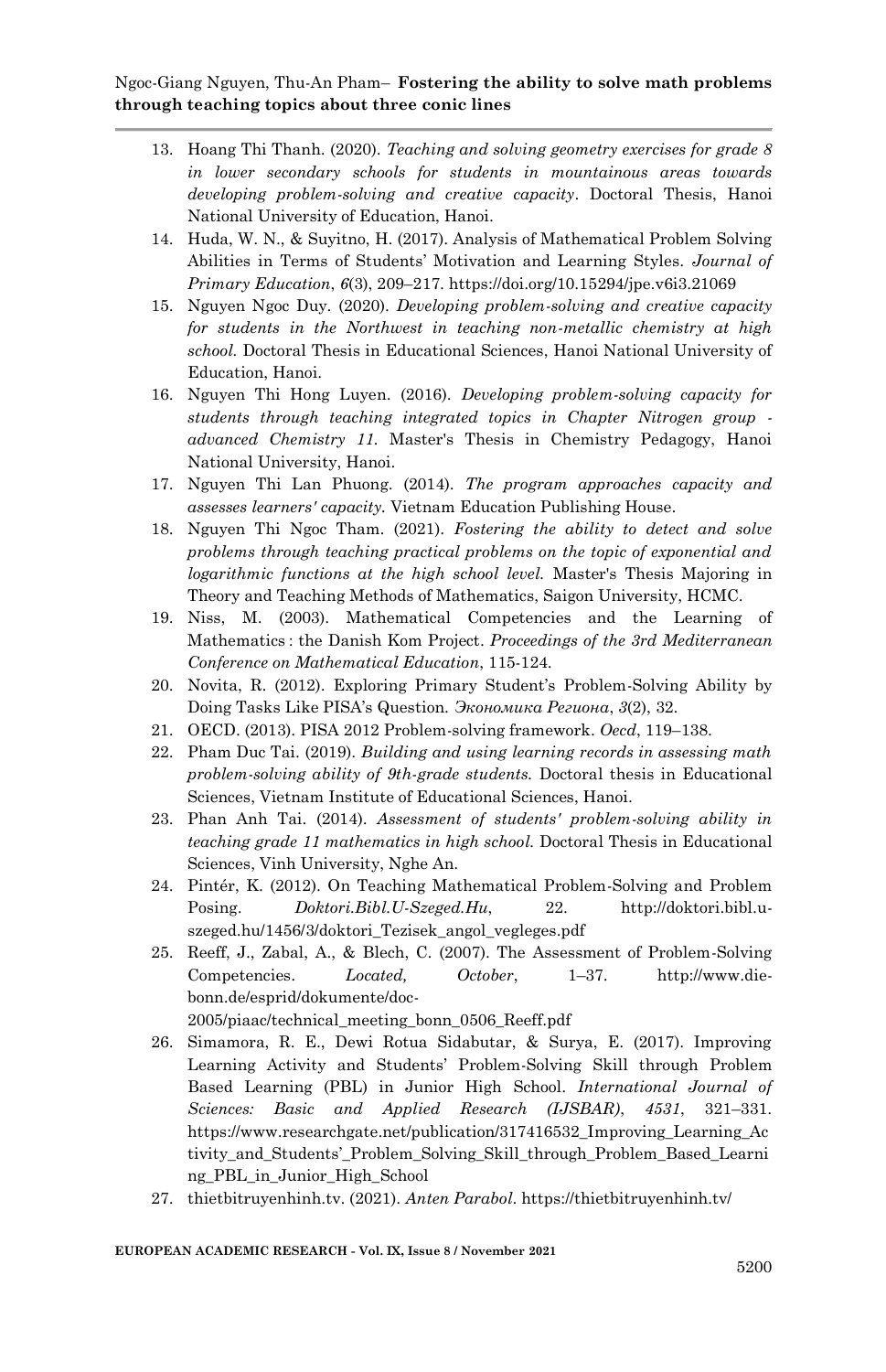13. Hoang Thi Thanh. (2020). *Teaching and solving geometry exercises for grade 8 in lower secondary schools for students in mountainous areas towards developing problem-solving and creative capacity*. Doctoral Thesis, Hanoi National University of Education, Hanoi.
14. Huda, W. N., & Suyitno, H. (2017). Analysis of Mathematical Problem Solving Abilities in Terms of Students' Motivation and Learning Styles. *Journal of Primary Education*, *6*(3), 209–217. https://doi.org/10.15294/jpe.v6i3.21069
15. Nguyen Ngoc Duy. (2020). *Developing problem-solving and creative capacity for students in the Northwest in teaching non-metallic chemistry at high school.* Doctoral Thesis in Educational Sciences, Hanoi National University of Education, Hanoi.
16. Nguyen Thi Hong Luyen. (2016). *Developing problem-solving capacity for students through teaching integrated topics in Chapter Nitrogen group - advanced Chemistry 11.* Master's Thesis in Chemistry Pedagogy, Hanoi National University, Hanoi.
17. Nguyen Thi Lan Phuong. (2014). *The program approaches capacity and assesses learners' capacity.* Vietnam Education Publishing House.
18. Nguyen Thi Ngoc Tham. (2021). *Fostering the ability to detect and solve problems through teaching practical problems on the topic of exponential and logarithmic functions at the high school level.* Master's Thesis Majoring in Theory and Teaching Methods of Mathematics, Saigon University, HCMC.
19. Niss, M. (2003). Mathematical Competencies and the Learning of Mathematics : the Danish Kom Project. *Proceedings of the 3rd Mediterranean Conference on Mathematical Education*, 115-124.
20. Novita, R. (2012). Exploring Primary Student's Problem-Solving Ability by Doing Tasks Like PISA's Question. *Экономика Региона*, *3*(2), 32.
21. OECD. (2013). PISA 2012 Problem-solving framework. *Oecd*, 119–138.
22. Pham Duc Tai. (2019). *Building and using learning records in assessing math problem-solving ability of 9th-grade students.* Doctoral thesis in Educational Sciences, Vietnam Institute of Educational Sciences, Hanoi.
23. Phan Anh Tai. (2014). *Assessment of students' problem-solving ability in teaching grade 11 mathematics in high school.* Doctoral Thesis in Educational Sciences, Vinh University, Nghe An.
24. Pintér, K. (2012). On Teaching Mathematical Problem-Solving and Problem Posing. *Doktori.Bibl.U-Szeged.Hu*, 22. http://doktori.bibl.u-szeged.hu/1456/3/doktori_Tezisek_angol_vegleges.pdf
25. Reeff, J., Zabal, A., & Blech, C. (2007). The Assessment of Problem-Solving Competencies. *Located, October*, 1–37. http://www.die-bonn.de/esprid/dokumente/doc-2005/piaac/technical_meeting_bonn_0506_Reeff.pdf
26. Simamora, R. E., Dewi Rotua Sidabutar, & Surya, E. (2017). Improving Learning Activity and Students' Problem-Solving Skill through Problem Based Learning (PBL) in Junior High School. *International Journal of Sciences: Basic and Applied Research (IJSBAR)*, *4531*, 321–331. https://www.researchgate.net/publication/317416532_Improving_Learning_Activity_and_Students'_Problem_Solving_Skill_through_Problem_Based_Learning_PBL_in_Junior_High_School
27. thietbitruyenhinh.tv. (2021). *Anten Parabol*. https://thietbitruyenhinh.tv/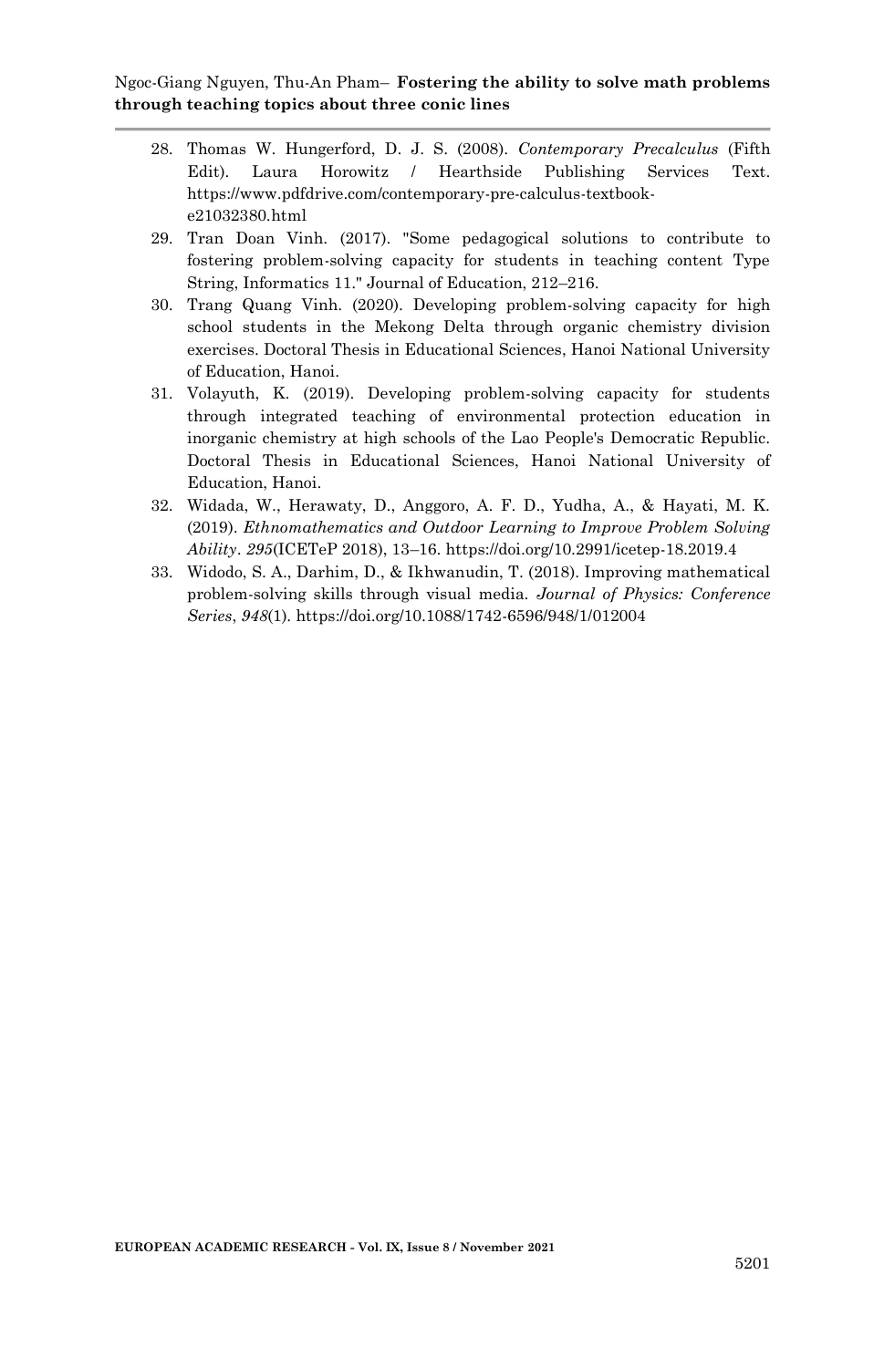28. Thomas W. Hungerford, D. J. S. (2008). *Contemporary Precalculus* (Fifth Edit). Laura Horowitz / Hearthside Publishing Services Text. https://www.pdfdrive.com/contemporary-pre-calculus-textbook-e21032380.html
29. Tran Doan Vinh. (2017). "Some pedagogical solutions to contribute to fostering problem-solving capacity for students in teaching content Type String, Informatics 11." Journal of Education, 212–216.
30. Trang Quang Vinh. (2020). Developing problem-solving capacity for high school students in the Mekong Delta through organic chemistry division exercises. Doctoral Thesis in Educational Sciences, Hanoi National University of Education, Hanoi.
31. Volayuth, K. (2019). Developing problem-solving capacity for students through integrated teaching of environmental protection education in inorganic chemistry at high schools of the Lao People's Democratic Republic. Doctoral Thesis in Educational Sciences, Hanoi National University of Education, Hanoi.
32. Widada, W., Herawaty, D., Anggoro, A. F. D., Yudha, A., & Hayati, M. K. (2019). *Ethnomathematics and Outdoor Learning to Improve Problem Solving Ability*. *295*(ICETeP 2018), 13–16. https://doi.org/10.2991/icetep-18.2019.4
33. Widodo, S. A., Darhim, D., & Ikhwanudin, T. (2018). Improving mathematical problem-solving skills through visual media. *Journal of Physics: Conference Series*, *948*(1). https://doi.org/10.1088/1742-6596/948/1/012004